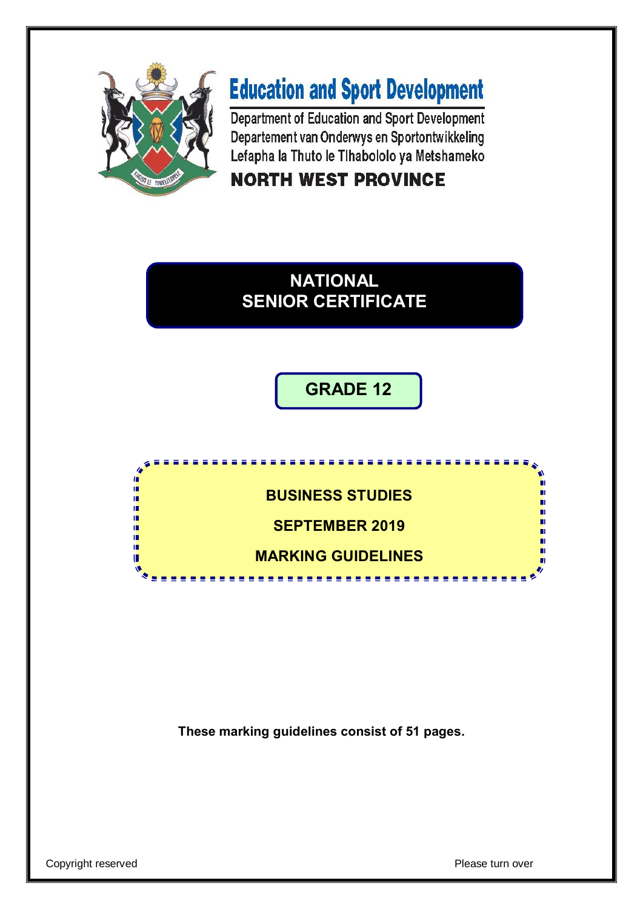# Education and Sport Development

Department of Education and Sport Development
Departement van Onderwys en Sportontwikkeling
Lefapha la Thuto le Tlhabololo ya Metshameko

**NORTH WEST PROVINCE**

## NATIONAL SENIOR CERTIFICATE

## GRADE 12

**BUSINESS STUDIES**

**SEPTEMBER 2019**

**MARKING GUIDELINES**

**These marking guidelines consist of 51 pages.**

Copyright reserved

Please turn over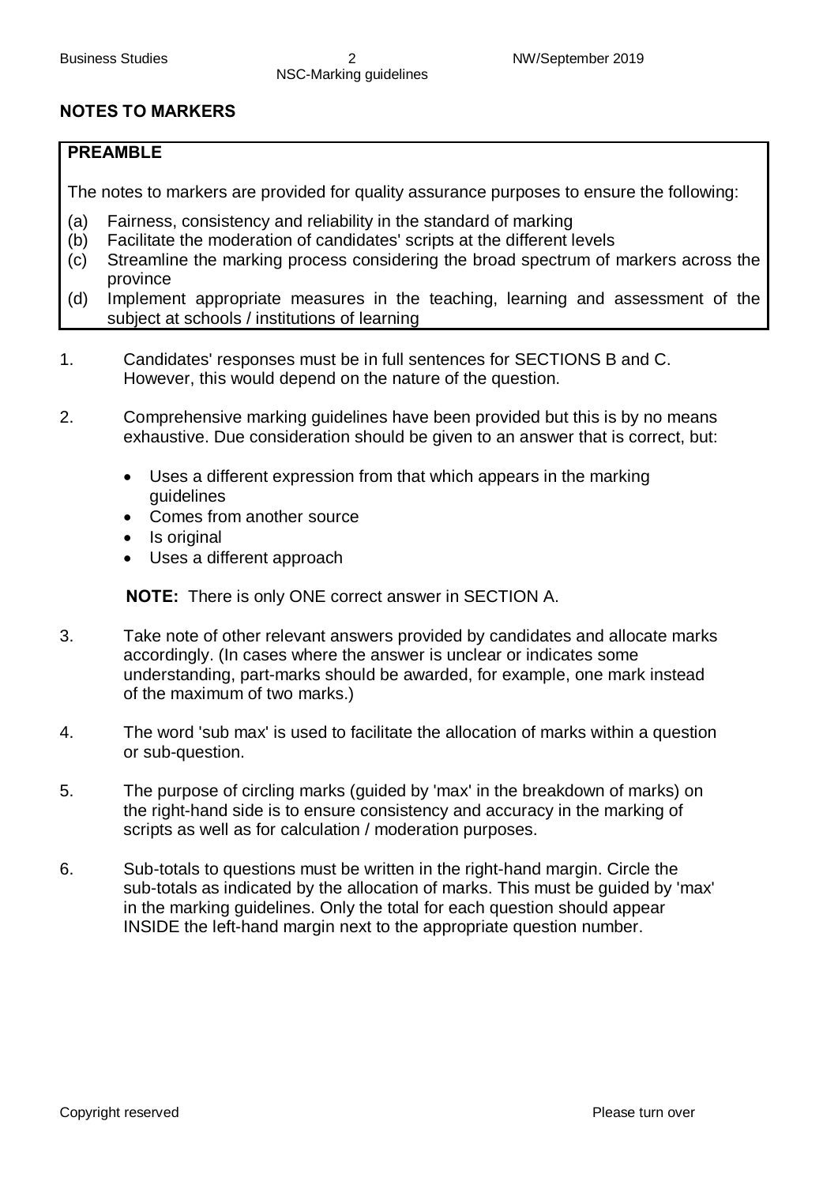## NOTES TO MARKERS

**PREAMBLE**

The notes to markers are provided for quality assurance purposes to ensure the following:

(a) Fairness, consistency and reliability in the standard of marking
(b) Facilitate the moderation of candidates' scripts at the different levels
(c) Streamline the marking process considering the broad spectrum of markers across the province
(d) Implement appropriate measures in the teaching, learning and assessment of the subject at schools / institutions of learning

1. Candidates' responses must be in full sentences for SECTIONS B and C. However, this would depend on the nature of the question.

2. Comprehensive marking guidelines have been provided but this is by no means exhaustive. Due consideration should be given to an answer that is correct, but:

    - Uses a different expression from that which appears in the marking guidelines
    - Comes from another source
    - Is original
    - Uses a different approach

    **NOTE:** There is only ONE correct answer in SECTION A.

3. Take note of other relevant answers provided by candidates and allocate marks accordingly. (In cases where the answer is unclear or indicates some understanding, part-marks should be awarded, for example, one mark instead of the maximum of two marks.)

4. The word 'sub max' is used to facilitate the allocation of marks within a question or sub-question.

5. The purpose of circling marks (guided by 'max' in the breakdown of marks) on the right-hand side is to ensure consistency and accuracy in the marking of scripts as well as for calculation / moderation purposes.

6. Sub-totals to questions must be written in the right-hand margin. Circle the sub-totals as indicated by the allocation of marks. This must be guided by 'max' in the marking guidelines. Only the total for each question should appear INSIDE the left-hand margin next to the appropriate question number.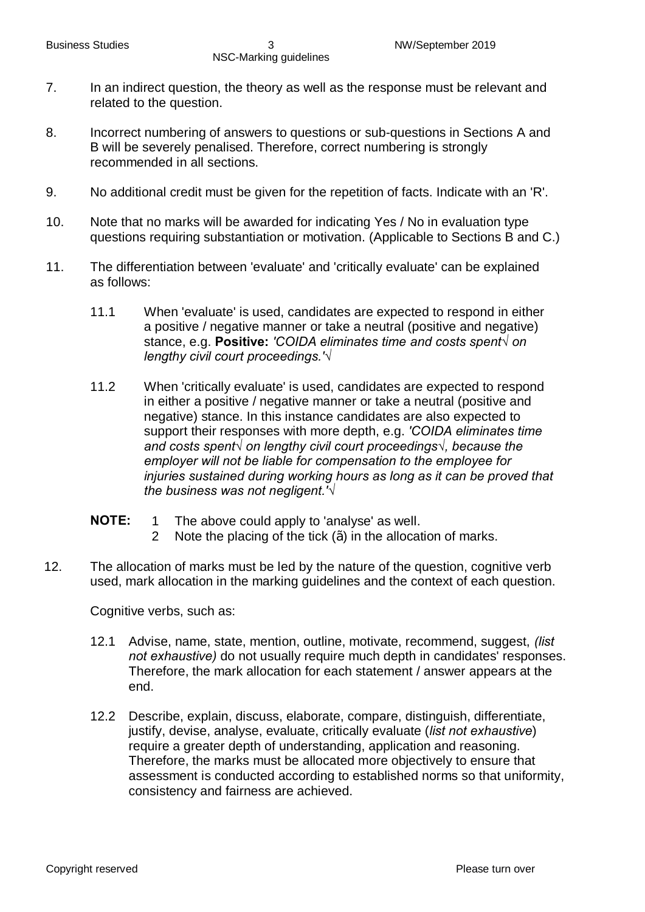7. In an indirect question, the theory as well as the response must be relevant and related to the question.

8. Incorrect numbering of answers to questions or sub-questions in Sections A and B will be severely penalised. Therefore, correct numbering is strongly recommended in all sections.

9. No additional credit must be given for the repetition of facts. Indicate with an 'R'.

10. Note that no marks will be awarded for indicating Yes / No in evaluation type questions requiring substantiation or motivation. (Applicable to Sections B and C.)

11. The differentiation between 'evaluate' and 'critically evaluate' can be explained as follows:

    11.1 When 'evaluate' is used, candidates are expected to respond in either a positive / negative manner or take a neutral (positive and negative) stance, e.g. **Positive:** *'COIDA eliminates time and costs spent√ on lengthy civil court proceedings.'√*

    11.2 When 'critically evaluate' is used, candidates are expected to respond in either a positive / negative manner or take a neutral (positive and negative) stance. In this instance candidates are also expected to support their responses with more depth, e.g. *'COIDA eliminates time and costs spent√ on lengthy civil court proceedings√, because the employer will not be liable for compensation to the employee for injuries sustained during working hours as long as it can be proved that the business was not negligent.'√*

    **NOTE:** 1 The above could apply to 'analyse' as well.
    2 Note the placing of the tick (ã) in the allocation of marks.

12. The allocation of marks must be led by the nature of the question, cognitive verb used, mark allocation in the marking guidelines and the context of each question.

    Cognitive verbs, such as:

    12.1 Advise, name, state, mention, outline, motivate, recommend, suggest, *(list not exhaustive)* do not usually require much depth in candidates' responses. Therefore, the mark allocation for each statement / answer appears at the end.

    12.2 Describe, explain, discuss, elaborate, compare, distinguish, differentiate, justify, devise, analyse, evaluate, critically evaluate (*list not exhaustive*) require a greater depth of understanding, application and reasoning. Therefore, the marks must be allocated more objectively to ensure that assessment is conducted according to established norms so that uniformity, consistency and fairness are achieved.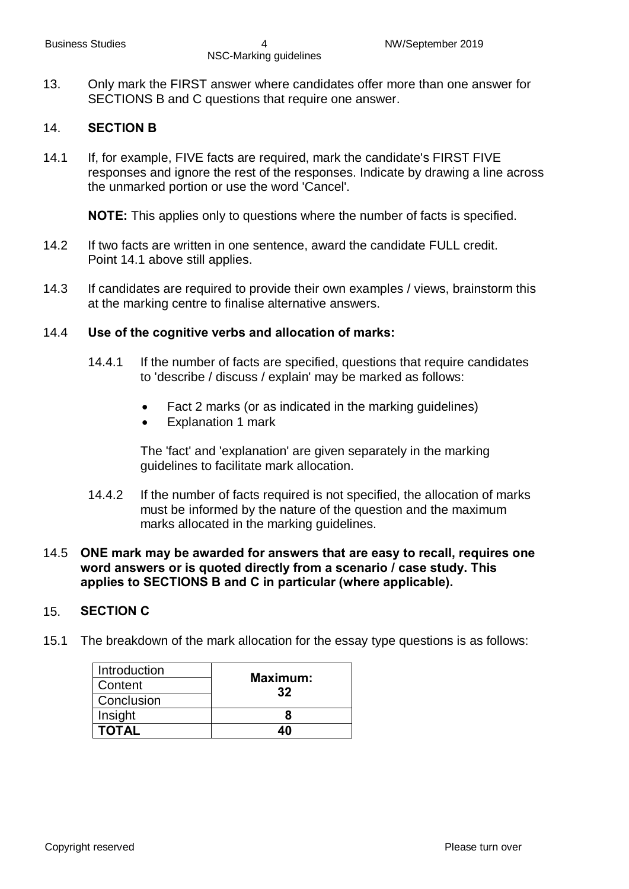13. Only mark the FIRST answer where candidates offer more than one answer for SECTIONS B and C questions that require one answer.

14. **SECTION B**

14.1 If, for example, FIVE facts are required, mark the candidate's FIRST FIVE responses and ignore the rest of the responses. Indicate by drawing a line across the unmarked portion or use the word 'Cancel'.

**NOTE:** This applies only to questions where the number of facts is specified.

14.2 If two facts are written in one sentence, award the candidate FULL credit. Point 14.1 above still applies.

14.3 If candidates are required to provide their own examples / views, brainstorm this at the marking centre to finalise alternative answers.

14.4 **Use of the cognitive verbs and allocation of marks:**

14.4.1 If the number of facts are specified, questions that require candidates to 'describe / discuss / explain' may be marked as follows:

- Fact 2 marks (or as indicated in the marking guidelines)
- Explanation 1 mark

The 'fact' and 'explanation' are given separately in the marking guidelines to facilitate mark allocation.

14.4.2 If the number of facts required is not specified, the allocation of marks must be informed by the nature of the question and the maximum marks allocated in the marking guidelines.

14.5 **ONE mark may be awarded for answers that are easy to recall, requires one word answers or is quoted directly from a scenario / case study. This applies to SECTIONS B and C in particular (where applicable).**

15. **SECTION C**

15.1 The breakdown of the mark allocation for the essay type questions is as follows:

| Component | Marks |
|---|---|
| Introduction | **Maximum: 32** |
| Content | |
| Conclusion | |
| Insight | **8** |
| **TOTAL** | **40** |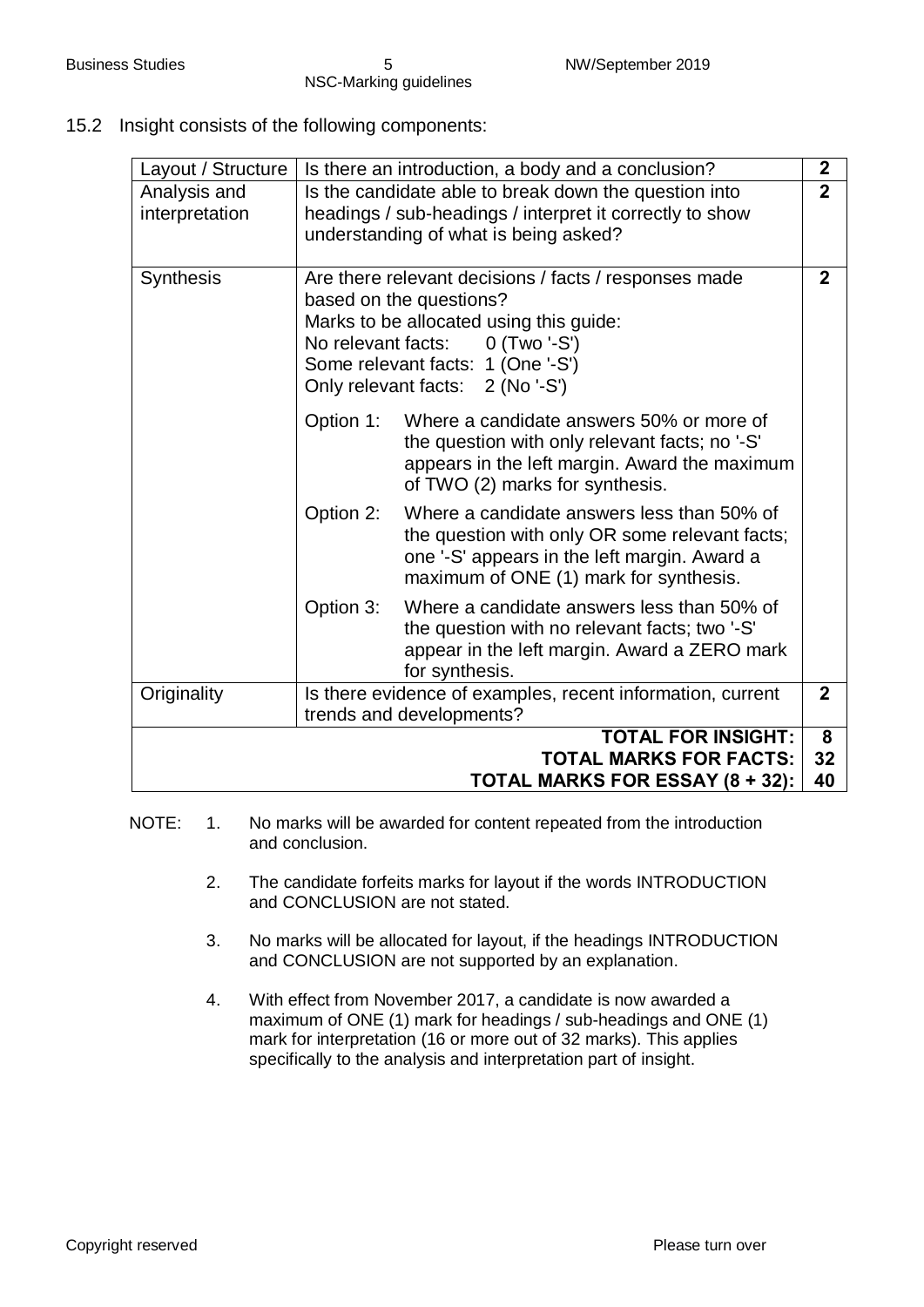15.2 Insight consists of the following components:

| Layout / Structure | Is there an introduction, a body and a conclusion? | 2 |
|---|---|---|
| Analysis and interpretation | Is the candidate able to break down the question into headings / sub-headings / interpret it correctly to show understanding of what is being asked? | 2 |
| Synthesis | Are there relevant decisions / facts / responses made based on the questions?<br>Marks to be allocated using this guide:<br>No relevant facts: 0 (Two '-S')<br>Some relevant facts: 1 (One '-S')<br>Only relevant facts: 2 (No '-S')<br><br>Option 1: Where a candidate answers 50% or more of the question with only relevant facts; no '-S' appears in the left margin. Award the maximum of TWO (2) marks for synthesis.<br><br>Option 2: Where a candidate answers less than 50% of the question with only OR some relevant facts; one '-S' appears in the left margin. Award a maximum of ONE (1) mark for synthesis.<br><br>Option 3: Where a candidate answers less than 50% of the question with no relevant facts; two '-S' appear in the left margin. Award a ZERO mark for synthesis. | 2 |
| Originality | Is there evidence of examples, recent information, current trends and developments? | 2 |
| | **TOTAL FOR INSIGHT:** | **8** |
| | **TOTAL MARKS FOR FACTS:** | **32** |
| | **TOTAL MARKS FOR ESSAY (8 + 32):** | **40** |

NOTE:

1. No marks will be awarded for content repeated from the introduction and conclusion.
2. The candidate forfeits marks for layout if the words INTRODUCTION and CONCLUSION are not stated.
3. No marks will be allocated for layout, if the headings INTRODUCTION and CONCLUSION are not supported by an explanation.
4. With effect from November 2017, a candidate is now awarded a maximum of ONE (1) mark for headings / sub-headings and ONE (1) mark for interpretation (16 or more out of 32 marks). This applies specifically to the analysis and interpretation part of insight.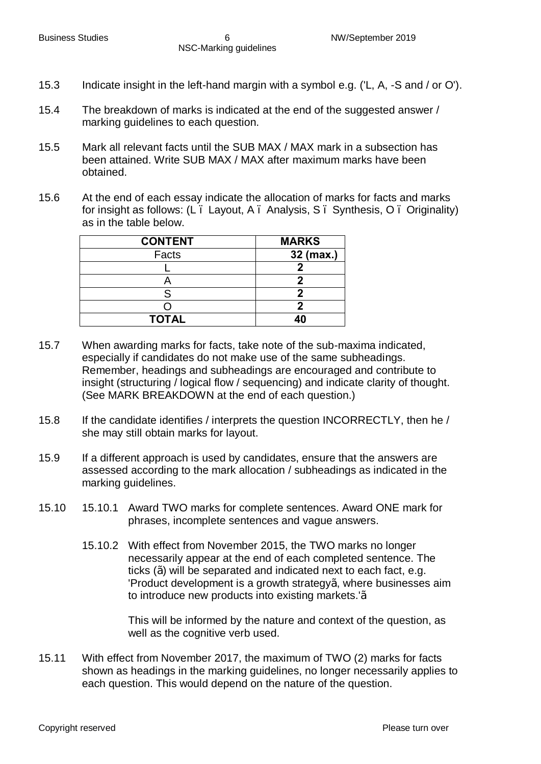15.3 Indicate insight in the left-hand margin with a symbol e.g. ('L, A, -S and / or O').

15.4 The breakdown of marks is indicated at the end of the suggested answer / marking guidelines to each question.

15.5 Mark all relevant facts until the SUB MAX / MAX mark in a subsection has been attained. Write SUB MAX / MAX after maximum marks have been obtained.

15.6 At the end of each essay indicate the allocation of marks for facts and marks for insight as follows: (L ï Layout, A ï Analysis, S ï Synthesis, O ï Originality) as in the table below.

| CONTENT | MARKS |
|---|---|
| Facts | 32 (max.) |
| L | 2 |
| A | 2 |
| S | 2 |
| O | 2 |
| TOTAL | 40 |

15.7 When awarding marks for facts, take note of the sub-maxima indicated, especially if candidates do not make use of the same subheadings. Remember, headings and subheadings are encouraged and contribute to insight (structuring / logical flow / sequencing) and indicate clarity of thought. (See MARK BREAKDOWN at the end of each question.)

15.8 If the candidate identifies / interprets the question INCORRECTLY, then he / she may still obtain marks for layout.

15.9 If a different approach is used by candidates, ensure that the answers are assessed according to the mark allocation / subheadings as indicated in the marking guidelines.

15.10 15.10.1 Award TWO marks for complete sentences. Award ONE mark for phrases, incomplete sentences and vague answers.

15.10.2 With effect from November 2015, the TWO marks no longer necessarily appear at the end of each completed sentence. The ticks (ã) will be separated and indicated next to each fact, e.g. 'Product development is a growth strategyã, where businesses aim to introduce new products into existing markets.'ã

This will be informed by the nature and context of the question, as well as the cognitive verb used.

15.11 With effect from November 2017, the maximum of TWO (2) marks for facts shown as headings in the marking guidelines, no longer necessarily applies to each question. This would depend on the nature of the question.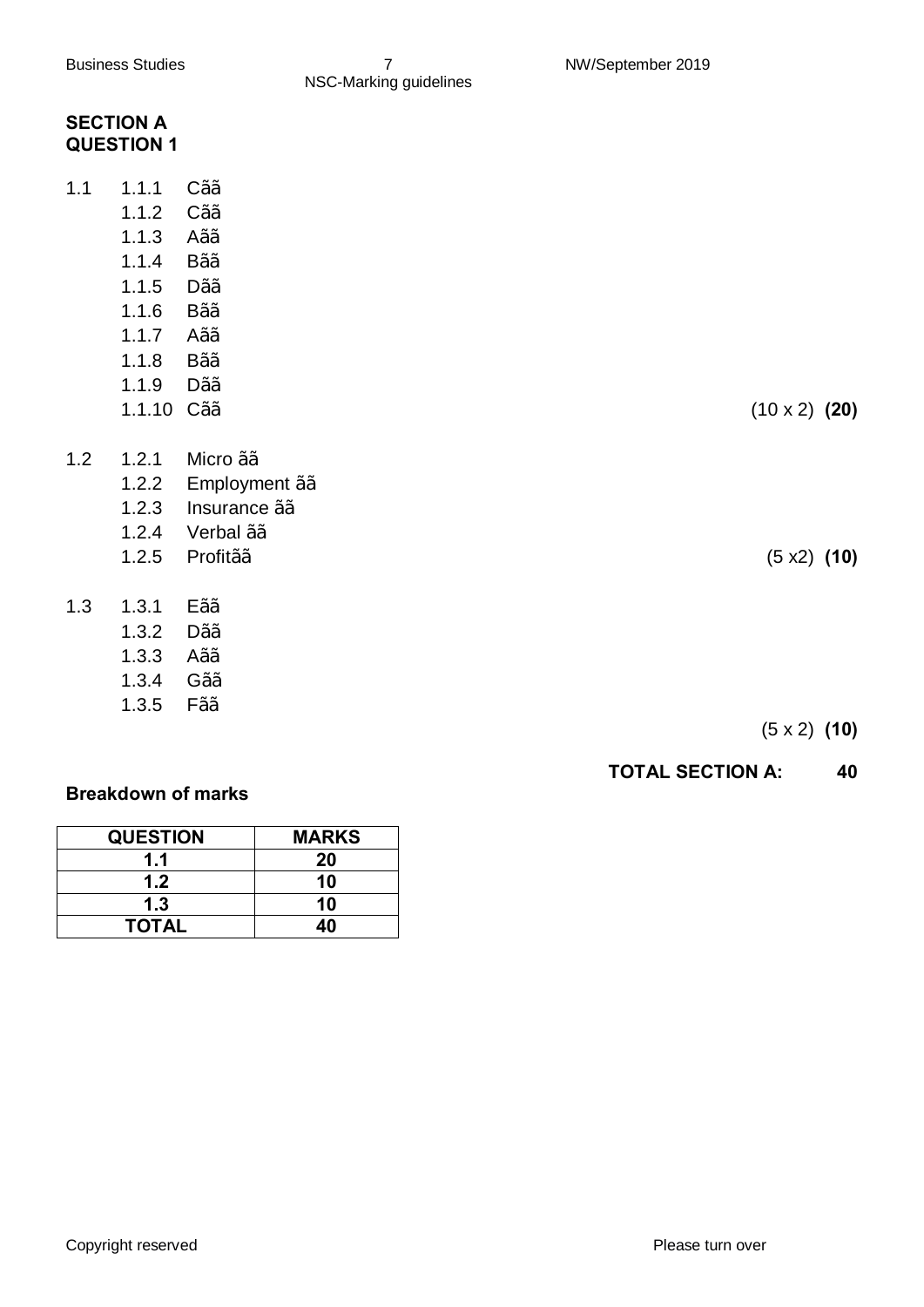## SECTION A

## QUESTION 1

1.1
- 1.1.1 Cãã
- 1.1.2 Cãã
- 1.1.3 Aãã
- 1.1.4 Bãã
- 1.1.5 Dãã
- 1.1.6 Bãã
- 1.1.7 Aãã
- 1.1.8 Bãã
- 1.1.9 Dãã
- 1.1.10 Cãã (10 x 2) **(20)**

1.2
- 1.2.1 Micro ãã
- 1.2.2 Employment ãã
- 1.2.3 Insurance ãã
- 1.2.4 Verbal ãã
- 1.2.5 Profitãã (5 x2) **(10)**

1.3
- 1.3.1 Eãã
- 1.3.2 Dãã
- 1.3.3 Aãã
- 1.3.4 Gãã
- 1.3.5 Fãã

(5 x 2) **(10)**

**TOTAL SECTION A: 40**

**Breakdown of marks**

| QUESTION | MARKS |
|---|---|
| **1.1** | **20** |
| **1.2** | **10** |
| **1.3** | **10** |
| **TOTAL** | **40** |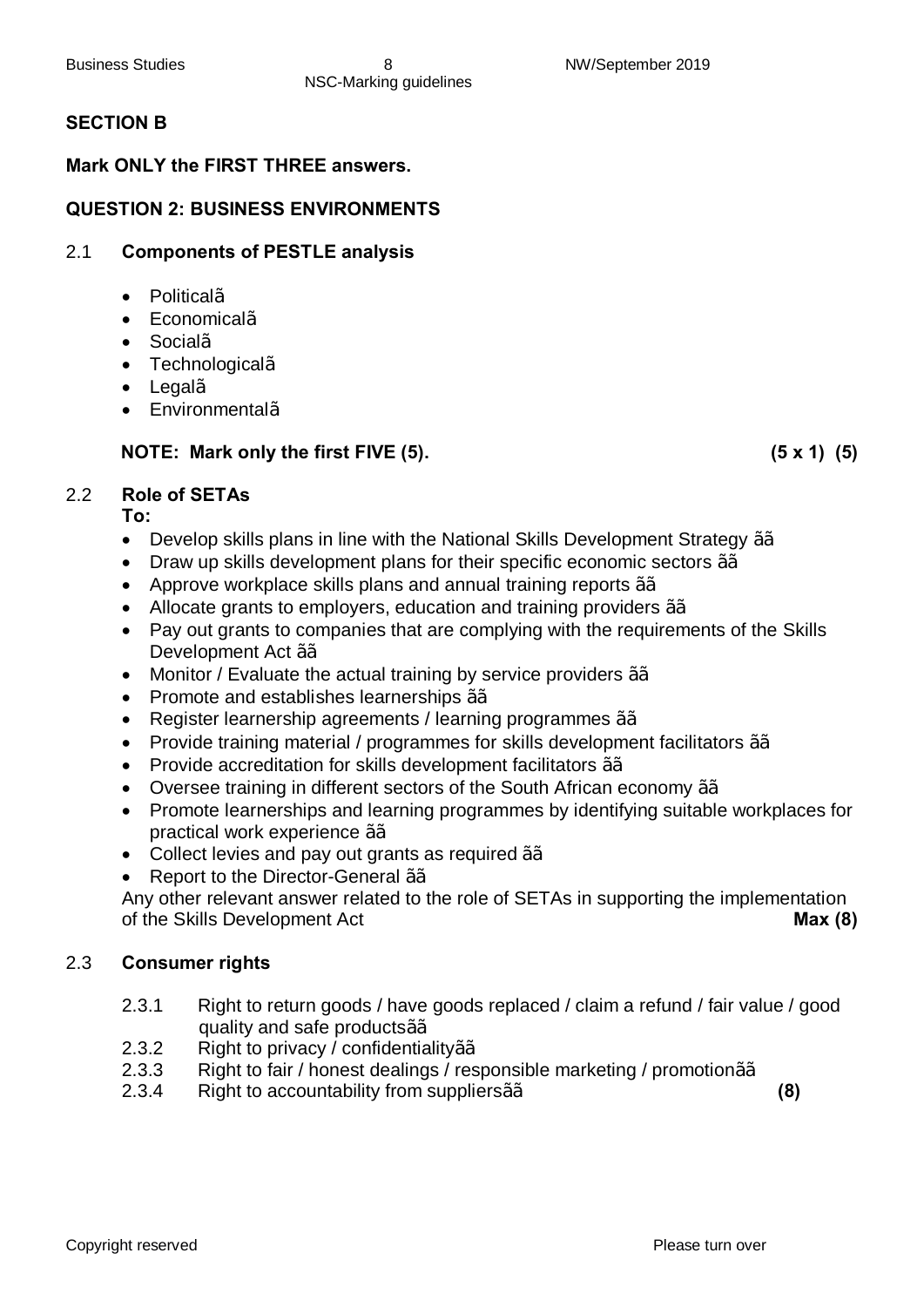## SECTION B

**Mark ONLY the FIRST THREE answers.**

### QUESTION 2: BUSINESS ENVIRONMENTS

#### 2.1 Components of PESTLE analysis

- Politicalã
- Economicalã
- Socialã
- Technologicalã
- Legalã
- Environmentalã

**NOTE: Mark only the first FIVE (5). (5 x 1) (5)**

#### 2.2 Role of SETAs

**To:**

- Develop skills plans in line with the National Skills Development Strategy ãã
- Draw up skills development plans for their specific economic sectors ãã
- Approve workplace skills plans and annual training reports ãã
- Allocate grants to employers, education and training providers ãã
- Pay out grants to companies that are complying with the requirements of the Skills Development Act ãã
- Monitor / Evaluate the actual training by service providers ãã
- Promote and establishes learnerships ãã
- Register learnership agreements / learning programmes ãã
- Provide training material / programmes for skills development facilitators ãã
- Provide accreditation for skills development facilitators ãã
- Oversee training in different sectors of the South African economy ãã
- Promote learnerships and learning programmes by identifying suitable workplaces for practical work experience ãã
- Collect levies and pay out grants as required ãã
- Report to the Director-General ãã

Any other relevant answer related to the role of SETAs in supporting the implementation of the Skills Development Act **Max (8)**

#### 2.3 Consumer rights

2.3.1 Right to return goods / have goods replaced / claim a refund / fair value / good quality and safe productsãã

2.3.2 Right to privacy / confidentialityãã

2.3.3 Right to fair / honest dealings / responsible marketing / promotionãã

2.3.4 Right to accountability from suppliersãã **(8)**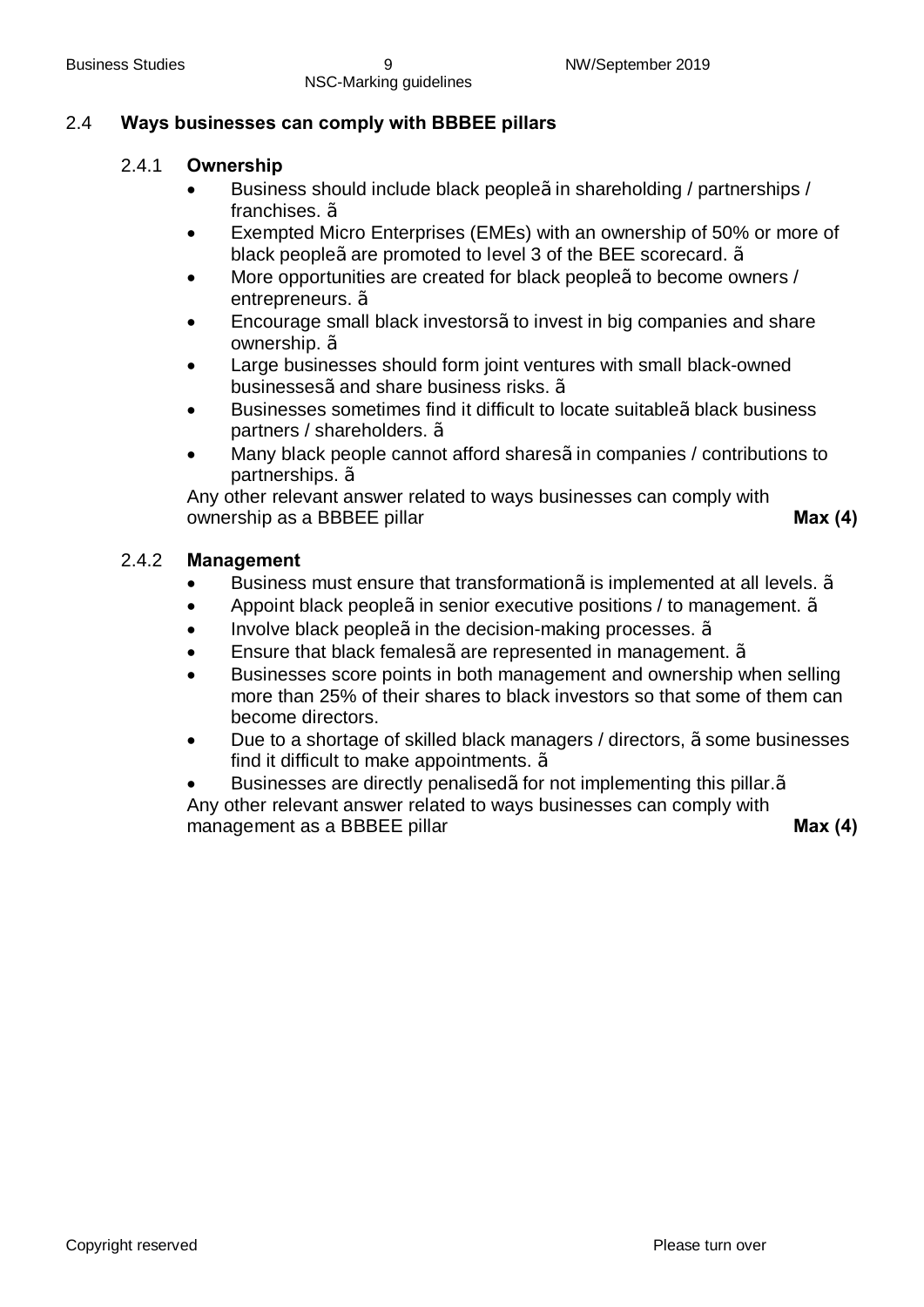## 2.4 Ways businesses can comply with BBBEE pillars

### 2.4.1 Ownership

- Business should include black peopleã in shareholding / partnerships / franchises. ã
- Exempted Micro Enterprises (EMEs) with an ownership of 50% or more of black peopleã are promoted to level 3 of the BEE scorecard. ã
- More opportunities are created for black peopleã to become owners / entrepreneurs. ã
- Encourage small black investorsã to invest in big companies and share ownership. ã
- Large businesses should form joint ventures with small black-owned businessesã and share business risks. ã
- Businesses sometimes find it difficult to locate suitableã black business partners / shareholders. ã
- Many black people cannot afford sharesã in companies / contributions to partnerships. ã

Any other relevant answer related to ways businesses can comply with ownership as a BBBEE pillar **Max (4)**

### 2.4.2 Management

- Business must ensure that transformationã is implemented at all levels. ã
- Appoint black peopleã in senior executive positions / to management. ã
- Involve black peopleã in the decision-making processes. ã
- Ensure that black femalesã are represented in management. ã
- Businesses score points in both management and ownership when selling more than 25% of their shares to black investors so that some of them can become directors.
- Due to a shortage of skilled black managers / directors, ã some businesses find it difficult to make appointments. ã
- Businesses are directly penalisedã for not implementing this pillar.ã

Any other relevant answer related to ways businesses can comply with management as a BBBEE pillar **Max (4)**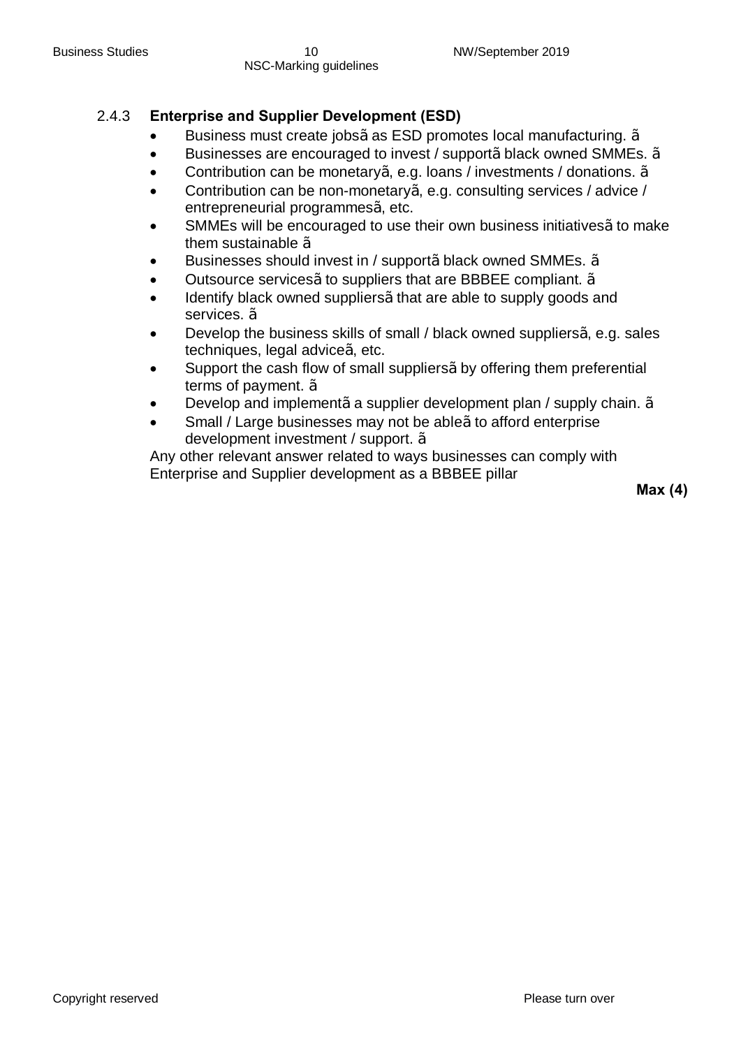### 2.4.3 Enterprise and Supplier Development (ESD)

- Business must create jobsã as ESD promotes local manufacturing. ã
- Businesses are encouraged to invest / supportã black owned SMMEs. ã
- Contribution can be monetaryã, e.g. loans / investments / donations. ã
- Contribution can be non-monetaryã, e.g. consulting services / advice / entrepreneurial programmesã, etc.
- SMMEs will be encouraged to use their own business initiativesã to make them sustainable ã
- Businesses should invest in / supportã black owned SMMEs. ã
- Outsource servicesã to suppliers that are BBBEE compliant. ã
- Identify black owned suppliersã that are able to supply goods and services. ã
- Develop the business skills of small / black owned suppliersã, e.g. sales techniques, legal adviceã, etc.
- Support the cash flow of small suppliersã by offering them preferential terms of payment. ã
- Develop and implementã a supplier development plan / supply chain. ã
- Small / Large businesses may not be ableã to afford enterprise development investment / support. ã

Any other relevant answer related to ways businesses can comply with Enterprise and Supplier development as a BBBEE pillar

**Max (4)**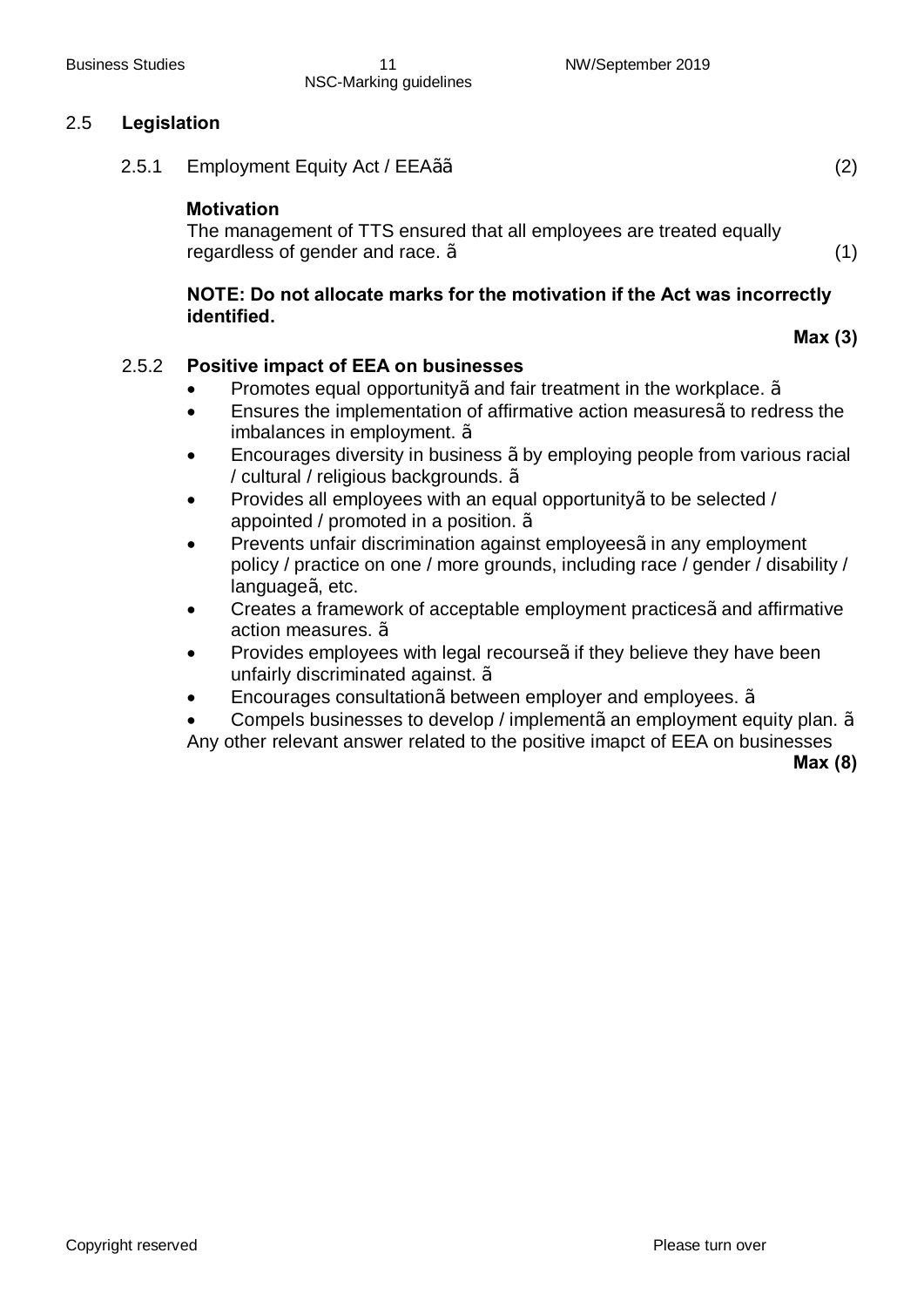## 2.5 Legislation

2.5.1 Employment Equity Act / EEAãã (2)

**Motivation**
The management of TTS ensured that all employees are treated equally regardless of gender and race. ã (1)

**NOTE: Do not allocate marks for the motivation if the Act was incorrectly identified.**

**Max (3)**

2.5.2 **Positive impact of EEA on businesses**

- Promotes equal opportunityã and fair treatment in the workplace. ã
- Ensures the implementation of affirmative action measuresã to redress the imbalances in employment. ã
- Encourages diversity in business ã by employing people from various racial / cultural / religious backgrounds. ã
- Provides all employees with an equal opportunityã to be selected / appointed / promoted in a position. ã
- Prevents unfair discrimination against employeesã in any employment policy / practice on one / more grounds, including race / gender / disability / languageã, etc.
- Creates a framework of acceptable employment practicesã and affirmative action measures. ã
- Provides employees with legal recourseã if they believe they have been unfairly discriminated against. ã
- Encourages consultationã between employer and employees. ã
- Compels businesses to develop / implementã an employment equity plan. ã

Any other relevant answer related to the positive imapct of EEA on businesses

**Max (8)**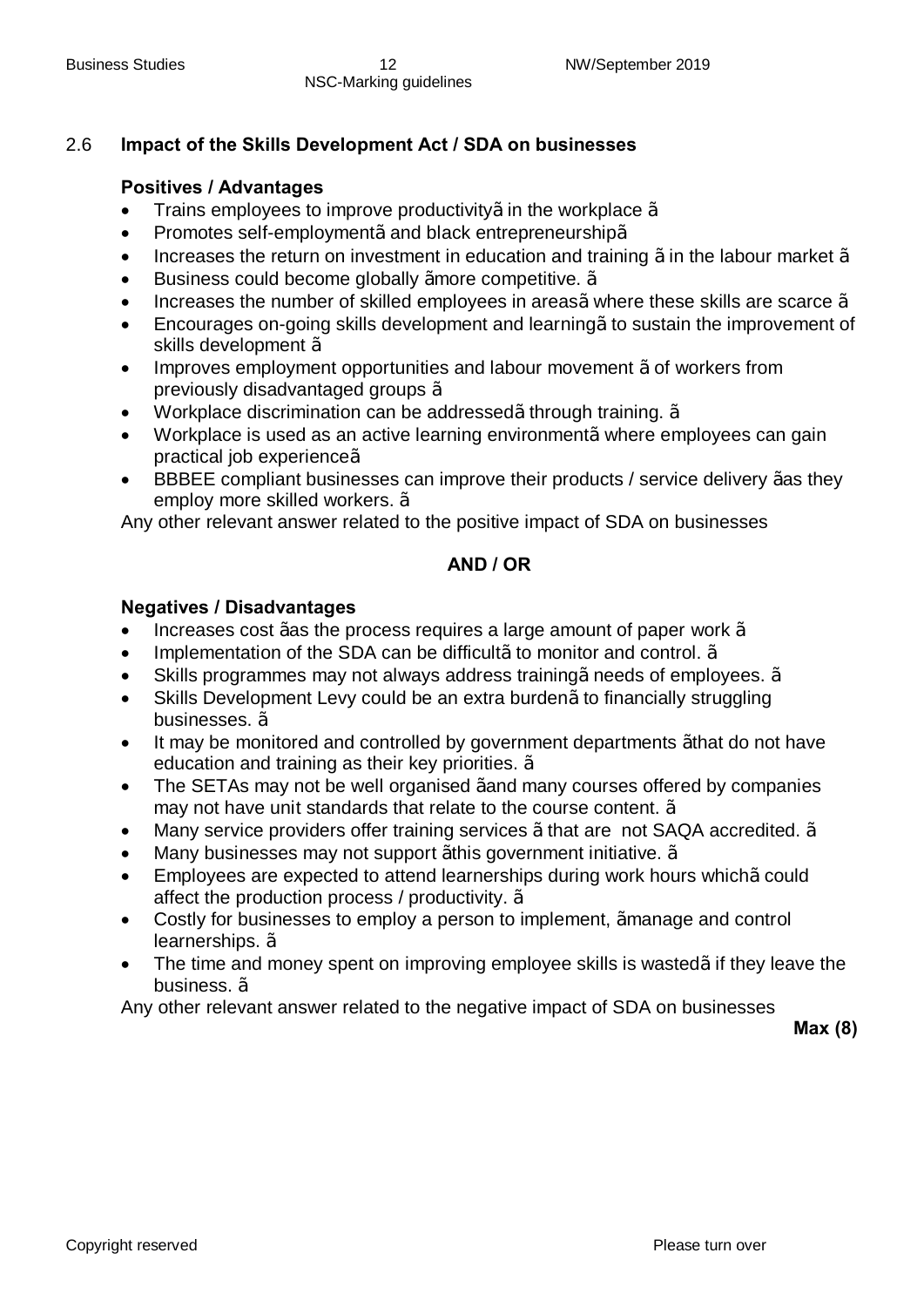## 2.6 **Impact of the Skills Development Act / SDA on businesses**

**Positives / Advantages**

- Trains employees to improve productivityã in the workplace ã
- Promotes self-employmentã and black entrepreneurshipã
- Increases the return on investment in education and training ã in the labour market ã
- Business could become globally ãmore competitive. ã
- Increases the number of skilled employees in areasã where these skills are scarce ã
- Encourages on-going skills development and learningã to sustain the improvement of skills development ã
- Improves employment opportunities and labour movement ã of workers from previously disadvantaged groups ã
- Workplace discrimination can be addressedã through training. ã
- Workplace is used as an active learning environmentã where employees can gain practical job experienceã
- BBBEE compliant businesses can improve their products / service delivery ãas they employ more skilled workers. ã

Any other relevant answer related to the positive impact of SDA on businesses

**AND / OR**

**Negatives / Disadvantages**

- Increases cost ãas the process requires a large amount of paper work ã
- Implementation of the SDA can be difficultã to monitor and control. ã
- Skills programmes may not always address trainingã needs of employees. ã
- Skills Development Levy could be an extra burdenã to financially struggling businesses. ã
- It may be monitored and controlled by government departments ãthat do not have education and training as their key priorities. ã
- The SETAs may not be well organised ãand many courses offered by companies may not have unit standards that relate to the course content. ã
- Many service providers offer training services ã that are not SAQA accredited. ã
- Many businesses may not support ãthis government initiative. ã
- Employees are expected to attend learnerships during work hours whichã could affect the production process / productivity. ã
- Costly for businesses to employ a person to implement, ãmanage and control learnerships. ã
- The time and money spent on improving employee skills is wastedã if they leave the business. ã

Any other relevant answer related to the negative impact of SDA on businesses

**Max (8)**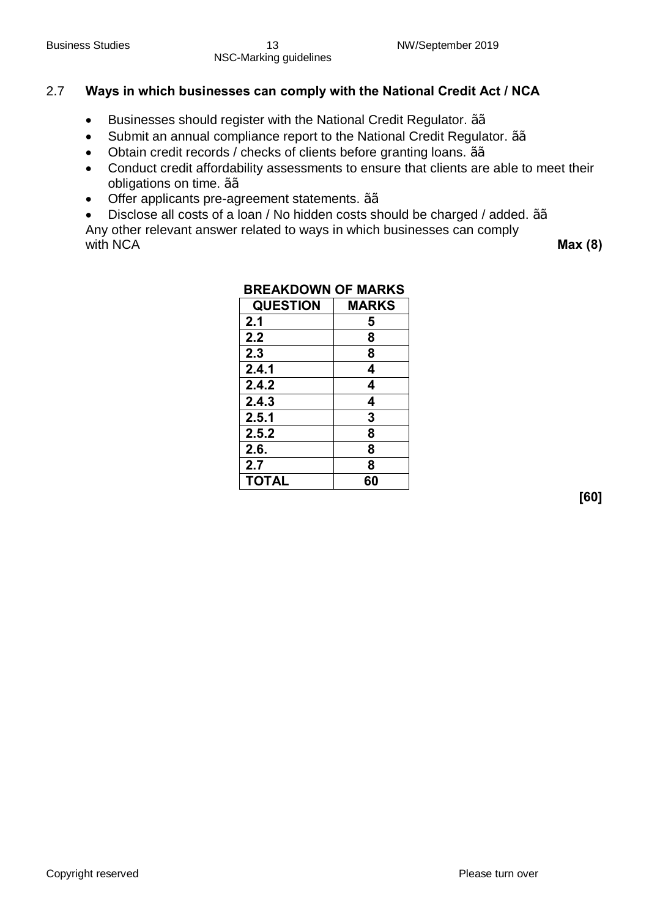## 2.7 Ways in which businesses can comply with the National Credit Act / NCA

- Businesses should register with the National Credit Regulator. ãã
- Submit an annual compliance report to the National Credit Regulator. ãã
- Obtain credit records / checks of clients before granting loans. ãã
- Conduct credit affordability assessments to ensure that clients are able to meet their obligations on time. ãã
- Offer applicants pre-agreement statements. ãã
- Disclose all costs of a loan / No hidden costs should be charged / added. ãã

Any other relevant answer related to ways in which businesses can comply with NCA **Max (8)**

**BREAKDOWN OF MARKS**

| QUESTION | MARKS |
|---|---|
| 2.1 | 5 |
| 2.2 | 8 |
| 2.3 | 8 |
| 2.4.1 | 4 |
| 2.4.2 | 4 |
| 2.4.3 | 4 |
| 2.5.1 | 3 |
| 2.5.2 | 8 |
| 2.6. | 8 |
| 2.7 | 8 |
| TOTAL | 60 |

**[60]**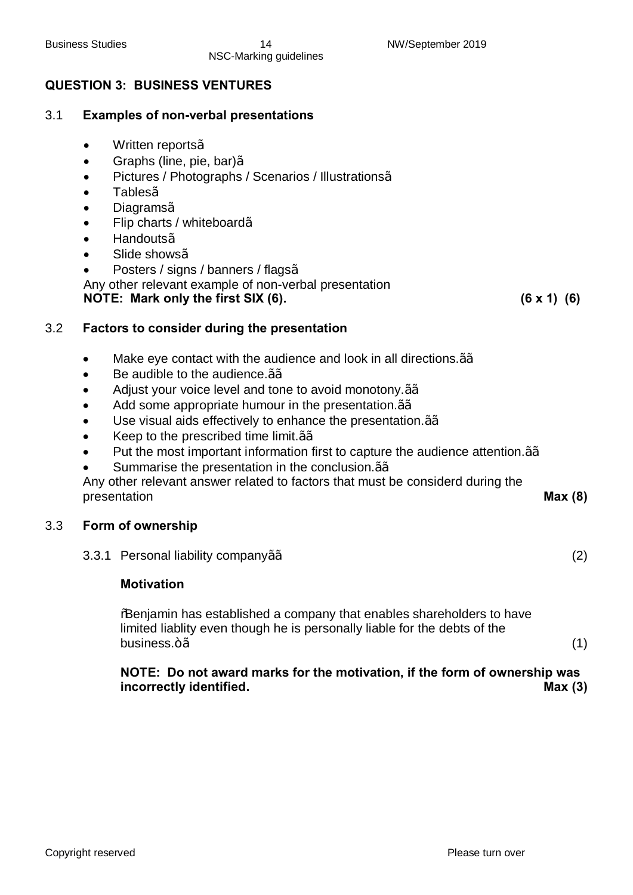## QUESTION 3: BUSINESS VENTURES

### 3.1 Examples of non-verbal presentations

- Written reportsã
- Graphs (line, pie, bar)ã
- Pictures / Photographs / Scenarios / Illustrationsã
- Tablesã
- Diagramsã
- Flip charts / whiteboardã
- Handoutsã
- Slide showsã
- Posters / signs / banners / flagsã

Any other relevant example of non-verbal presentation

**NOTE: Mark only the first SIX (6).** **(6 x 1) (6)**

### 3.2 Factors to consider during the presentation

- Make eye contact with the audience and look in all directions.ãã
- Be audible to the audience.ãã
- Adjust your voice level and tone to avoid monotony.ãã
- Add some appropriate humour in the presentation.ãã
- Use visual aids effectively to enhance the presentation.ãã
- Keep to the prescribed time limit.ãã
- Put the most important information first to capture the audience attention.ãã
- Summarise the presentation in the conclusion.ãã

Any other relevant answer related to factors that must be considerd during the presentation **Max (8)**

### 3.3 Form of ownership

3.3.1 Personal liability companyãã (2)

**Motivation**

"Benjamin has established a company that enables shareholders to have limited liablity even though he is personally liable for the debts of the business."ã (1)

**NOTE: Do not award marks for the motivation, if the form of ownership was incorrectly identified.** **Max (3)**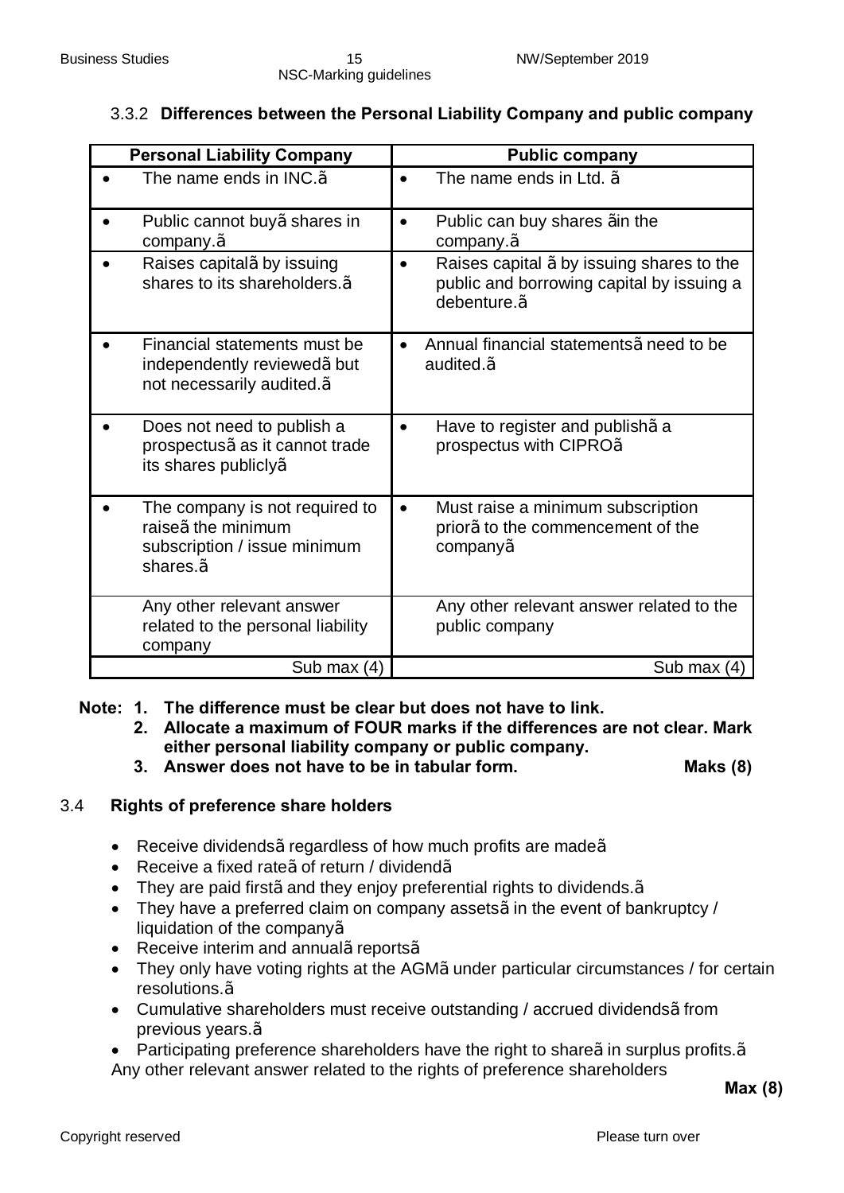### 3.3.2 Differences between the Personal Liability Company and public company

| Personal Liability Company | Public company |
|---|---|
| • The name ends in INC.ã | • The name ends in Ltd. ã |
| • Public cannot buyã shares in company.ã | • Public can buy shares ãin the company.ã |
| • Raises capitalã by issuing shares to its shareholders.ã | • Raises capital ã by issuing shares to the public and borrowing capital by issuing a debenture.ã |
| • Financial statements must be independently reviewedã but not necessarily audited.ã | • Annual financial statementsã need to be audited.ã |
| • Does not need to publish a prospectusã as it cannot trade its shares publiclyã | • Have to register and publishã a prospectus with CIPROã |
| • The company is not required to raiseã the minimum subscription / issue minimum shares.ã | • Must raise a minimum subscription priorã to the commencement of the companyã |
| Any other relevant answer related to the personal liability company | Any other relevant answer related to the public company |
| Sub max (4) | Sub max (4) |

**Note: 1. The difference must be clear but does not have to link.**
**2. Allocate a maximum of FOUR marks if the differences are not clear. Mark either personal liability company or public company.**
**3. Answer does not have to be in tabular form.** **Maks (8)**

## 3.4 Rights of preference share holders

- Receive dividendsã regardless of how much profits are madeã
- Receive a fixed rateã of return / dividendã
- They are paid firstã and they enjoy preferential rights to dividends.ã
- They have a preferred claim on company assetsã in the event of bankruptcy / liquidation of the companyã
- Receive interim and annualã reportsã
- They only have voting rights at the AGMã under particular circumstances / for certain resolutions.ã
- Cumulative shareholders must receive outstanding / accrued dividendsã from previous years.ã
- Participating preference shareholders have the right to shareã in surplus profits.ã

Any other relevant answer related to the rights of preference shareholders

**Max (8)**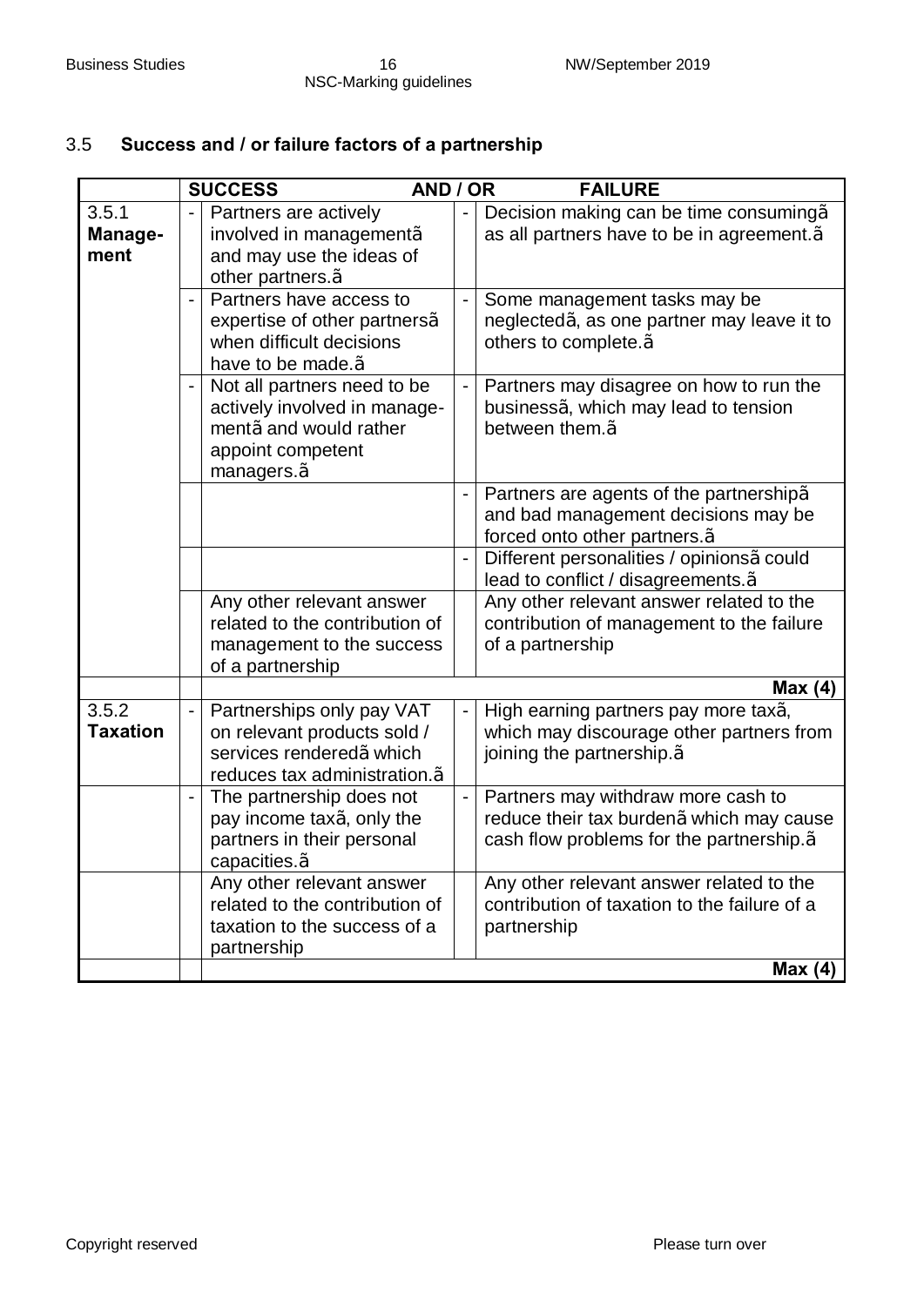### 3.5 **Success and / or failure factors of a partnership**

| | **SUCCESS** | **AND / OR** | **FAILURE** |
|---|---|---|---|
| 3.5.1 **Manage-ment** | - Partners are actively involved in managementã and may use the ideas of other partners.ã | | - Decision making can be time consumingã as all partners have to be in agreement.ã |
| | - Partners have access to expertise of other partnersã when difficult decisions have to be made.ã | | - Some management tasks may be neglectedã, as one partner may leave it to others to complete.ã |
| | - Not all partners need to be actively involved in manage-mentã and would rather appoint competent managers.ã | | - Partners may disagree on how to run the businessã, which may lead to tension between them.ã |
| | | | - Partners are agents of the partnershipã and bad management decisions may be forced onto other partners.ã |
| | | | - Different personalities / opinionsã could lead to conflict / disagreements.ã |
| | Any other relevant answer related to the contribution of management to the success of a partnership | | Any other relevant answer related to the contribution of management to the failure of a partnership |
| | | | **Max (4)** |
| 3.5.2 **Taxation** | - Partnerships only pay VAT on relevant products sold / services renderedã which reduces tax administration.ã | | - High earning partners pay more taxã, which may discourage other partners from joining the partnership.ã |
| | - The partnership does not pay income taxã, only the partners in their personal capacities.ã | | - Partners may withdraw more cash to reduce their tax burdenã which may cause cash flow problems for the partnership.ã |
| | Any other relevant answer related to the contribution of taxation to the success of a partnership | | Any other relevant answer related to the contribution of taxation to the failure of a partnership |
| | | | **Max (4)** |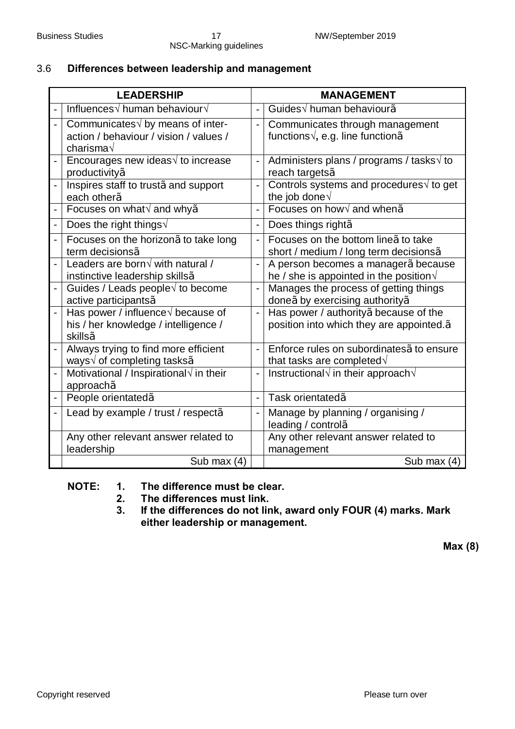## 3.6 Differences between leadership and management

| | LEADERSHIP | | MANAGEMENT |
|---|---|---|---|
| - | Influences√ human behaviour√ | - | Guides√ human behaviourã |
| - | Communicates√ by means of inter-action / behaviour / vision / values / charisma√ | - | Communicates through management functions√, e.g. line functionã |
| - | Encourages new ideas√ to increase productivityã | - | Administers plans / programs / tasks√ to reach targetsã |
| - | Inspires staff to trustã and support each otherã | - | Controls systems and procedures√ to get the job done√ |
| - | Focuses on what√ and whyã | - | Focuses on how√ and whenã |
| - | Does the right things√ | - | Does things rightã |
| - | Focuses on the horizonã to take long term decisionsã | - | Focuses on the bottom lineã to take short / medium / long term decisionsã |
| - | Leaders are born√ with natural / instinctive leadership skillsã | - | A person becomes a managerã because he / she is appointed in the position√ |
| - | Guides / Leads people√ to become active participantsã | - | Manages the process of getting things doneã by exercising authorityã |
| - | Has power / influence√ because of his / her knowledge / intelligence / skillsã | - | Has power / authorityã because of the position into which they are appointed.ã |
| - | Always trying to find more efficient ways√ of completing tasksã | - | Enforce rules on subordinatesã to ensure that tasks are completed√ |
| - | Motivational / Inspirational√ in their approachã | - | Instructional√ in their approach√ |
| - | People orientatedã | - | Task orientatedã |
| - | Lead by example / trust / respectã | - | Manage by planning / organising / leading / controlã |
| | Any other relevant answer related to leadership | | Any other relevant answer related to management |
| | Sub max (4) | | Sub max (4) |

**NOTE:**
1. **The difference must be clear.**
2. **The differences must link.**
3. **If the differences do not link, award only FOUR (4) marks. Mark either leadership or management.**

**Max (8)**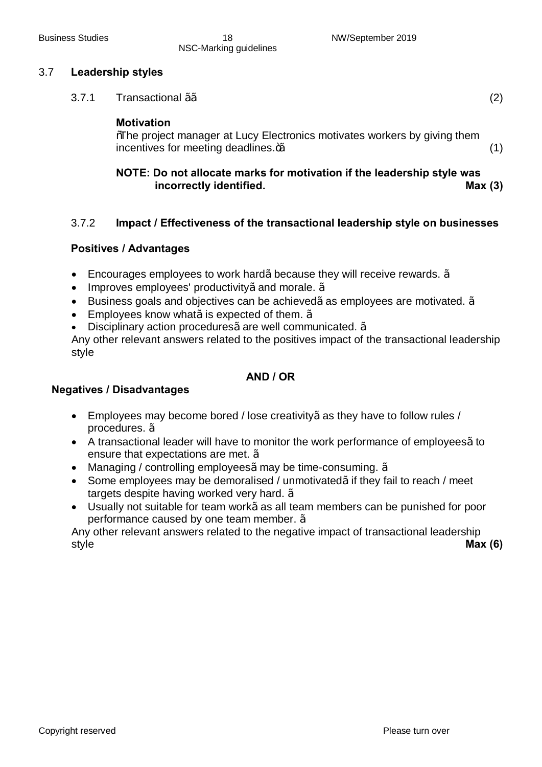## 3.7 Leadership styles

3.7.1 Transactional ãã (2)

**Motivation**

ñThe project manager at Lucy Electronics motivates workers by giving them incentives for meeting deadlines.òã (1)

**NOTE: Do not allocate marks for motivation if the leadership style was incorrectly identified.** **Max (3)**

3.7.2 **Impact / Effectiveness of the transactional leadership style on businesses**

**Positives / Advantages**

- Encourages employees to work hardã because they will receive rewards. ã
- Improves employees' productivityã and morale. ã
- Business goals and objectives can be achievedã as employees are motivated. ã
- Employees know whatã is expected of them. ã
- Disciplinary action proceduresã are well communicated. ã

Any other relevant answers related to the positives impact of the transactional leadership style

**AND / OR**

**Negatives / Disadvantages**

- Employees may become bored / lose creativityã as they have to follow rules / procedures. ã
- A transactional leader will have to monitor the work performance of employeesã to ensure that expectations are met. ã
- Managing / controlling employeesã may be time-consuming. ã
- Some employees may be demoralised / unmotivatedã if they fail to reach / meet targets despite having worked very hard. ã
- Usually not suitable for team workã as all team members can be punished for poor performance caused by one team member. ã

Any other relevant answers related to the negative impact of transactional leadership style **Max (6)**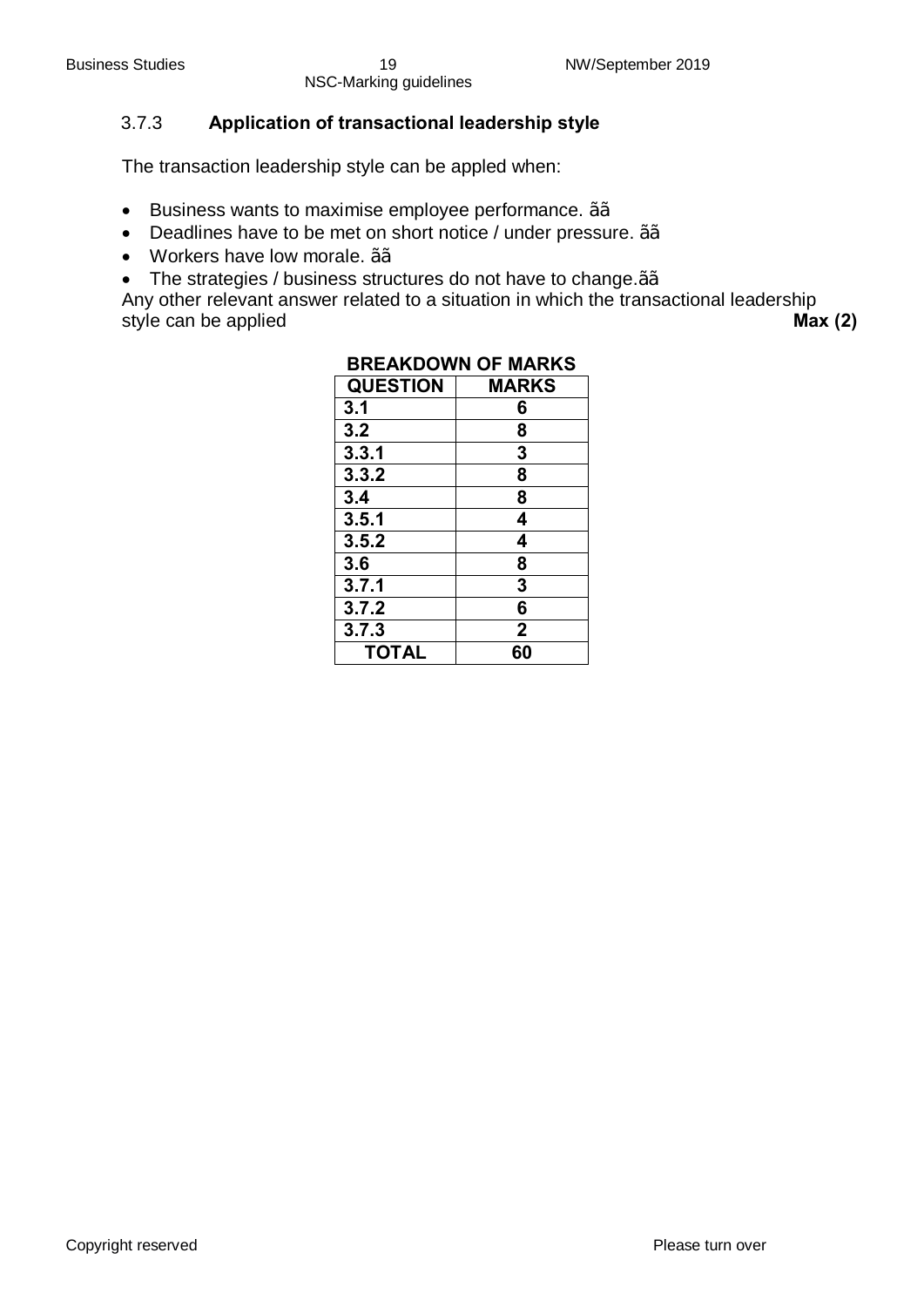### 3.7.3 **Application of transactional leadership style**

The transaction leadership style can be appled when:

- Business wants to maximise employee performance. ãã
- Deadlines have to be met on short notice / under pressure. ãã
- Workers have low morale. ãã
- The strategies / business structures do not have to change.ãã

Any other relevant answer related to a situation in which the transactional leadership style can be applied **Max (2)**

**BREAKDOWN OF MARKS**

| QUESTION | MARKS |
|---|---|
| 3.1 | 6 |
| 3.2 | 8 |
| 3.3.1 | 3 |
| 3.3.2 | 8 |
| 3.4 | 8 |
| 3.5.1 | 4 |
| 3.5.2 | 4 |
| 3.6 | 8 |
| 3.7.1 | 3 |
| 3.7.2 | 6 |
| 3.7.3 | 2 |
| **TOTAL** | **60** |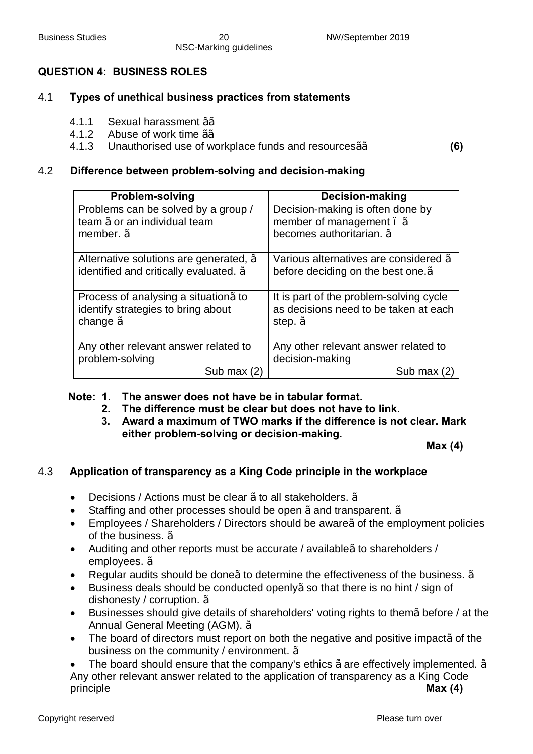## QUESTION 4: BUSINESS ROLES

### 4.1 Types of unethical business practices from statements

4.1.1 Sexual harassment ãã
4.1.2 Abuse of work time ãã
4.1.3 Unauthorised use of workplace funds and resourcesãã **(6)**

### 4.2 Difference between problem-solving and decision-making

| Problem-solving | Decision-making |
|---|---|
| Problems can be solved by a group / team ã or an individual team member. ã | Decision-making is often done by member of management ï ã becomes authoritarian. ã |
| Alternative solutions are generated, ã identified and critically evaluated. ã | Various alternatives are considered ã before deciding on the best one.ã |
| Process of analysing a situationã to identify strategies to bring about change ã | It is part of the problem-solving cycle as decisions need to be taken at each step. ã |
| Any other relevant answer related to problem-solving | Any other relevant answer related to decision-making |
| Sub max (2) | Sub max (2) |

**Note: 1. The answer does not have be in tabular format.**
**2. The difference must be clear but does not have to link.**
**3. Award a maximum of TWO marks if the difference is not clear. Mark either problem-solving or decision-making.**

**Max (4)**

### 4.3 Application of transparency as a King Code principle in the workplace

- Decisions / Actions must be clear ã to all stakeholders. ã
- Staffing and other processes should be open ã and transparent. ã
- Employees / Shareholders / Directors should be awareã of the employment policies of the business. ã
- Auditing and other reports must be accurate / availableã to shareholders / employees. ã
- Regular audits should be doneã to determine the effectiveness of the business. ã
- Business deals should be conducted openlyã so that there is no hint / sign of dishonesty / corruption. ã
- Businesses should give details of shareholders' voting rights to themã before / at the Annual General Meeting (AGM). ã
- The board of directors must report on both the negative and positive impactã of the business on the community / environment. ã
- The board should ensure that the company's ethics ã are effectively implemented. ã

Any other relevant answer related to the application of transparency as a King Code principle **Max (4)**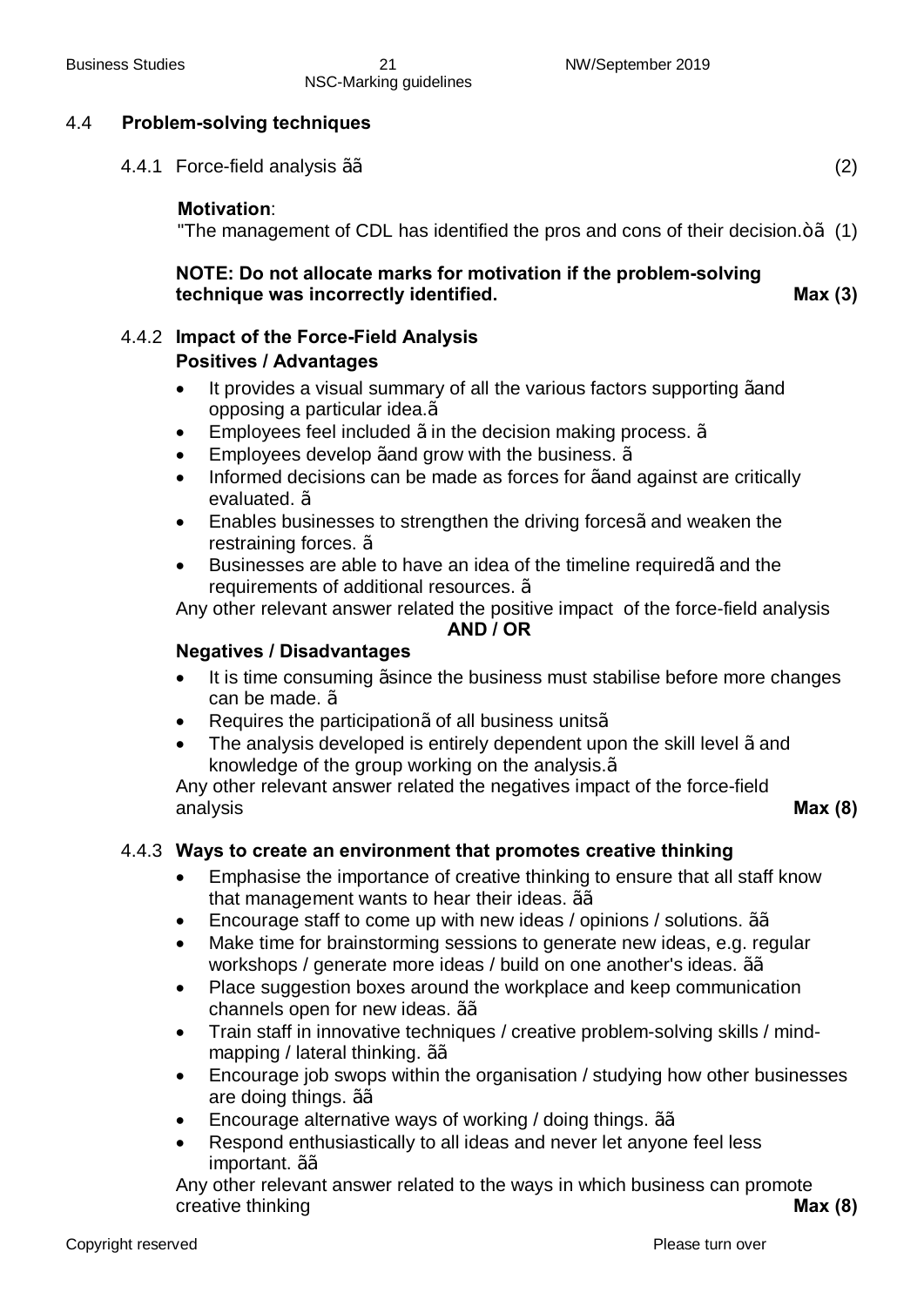## 4.4 Problem-solving techniques

4.4.1 Force-field analysis ãã (2)

**Motivation**:
"The management of CDL has identified the pros and cons of their decision.òã (1)

**NOTE: Do not allocate marks for motivation if the problem-solving technique was incorrectly identified. Max (3)**

4.4.2 **Impact of the Force-Field Analysis**

**Positives / Advantages**

- It provides a visual summary of all the various factors supporting ãand opposing a particular idea.ã
- Employees feel included ã in the decision making process. ã
- Employees develop ãand grow with the business. ã
- Informed decisions can be made as forces for ãand against are critically evaluated. ã
- Enables businesses to strengthen the driving forcesã and weaken the restraining forces. ã
- Businesses are able to have an idea of the timeline requiredã and the requirements of additional resources. ã

Any other relevant answer related the positive impact of the force-field analysis

**AND / OR**

**Negatives / Disadvantages**

- It is time consuming ãsince the business must stabilise before more changes can be made. ã
- Requires the participationã of all business unitsã
- The analysis developed is entirely dependent upon the skill level ã and knowledge of the group working on the analysis.ã

Any other relevant answer related the negatives impact of the force-field analysis **Max (8)**

4.4.3 **Ways to create an environment that promotes creative thinking**

- Emphasise the importance of creative thinking to ensure that all staff know that management wants to hear their ideas. ãã
- Encourage staff to come up with new ideas / opinions / solutions. ãã
- Make time for brainstorming sessions to generate new ideas, e.g. regular workshops / generate more ideas / build on one another's ideas. ãã
- Place suggestion boxes around the workplace and keep communication channels open for new ideas. ãã
- Train staff in innovative techniques / creative problem-solving skills / mind-mapping / lateral thinking. ãã
- Encourage job swops within the organisation / studying how other businesses are doing things. ãã
- Encourage alternative ways of working / doing things. ãã
- Respond enthusiastically to all ideas and never let anyone feel less important. ãã

Any other relevant answer related to the ways in which business can promote creative thinking **Max (8)**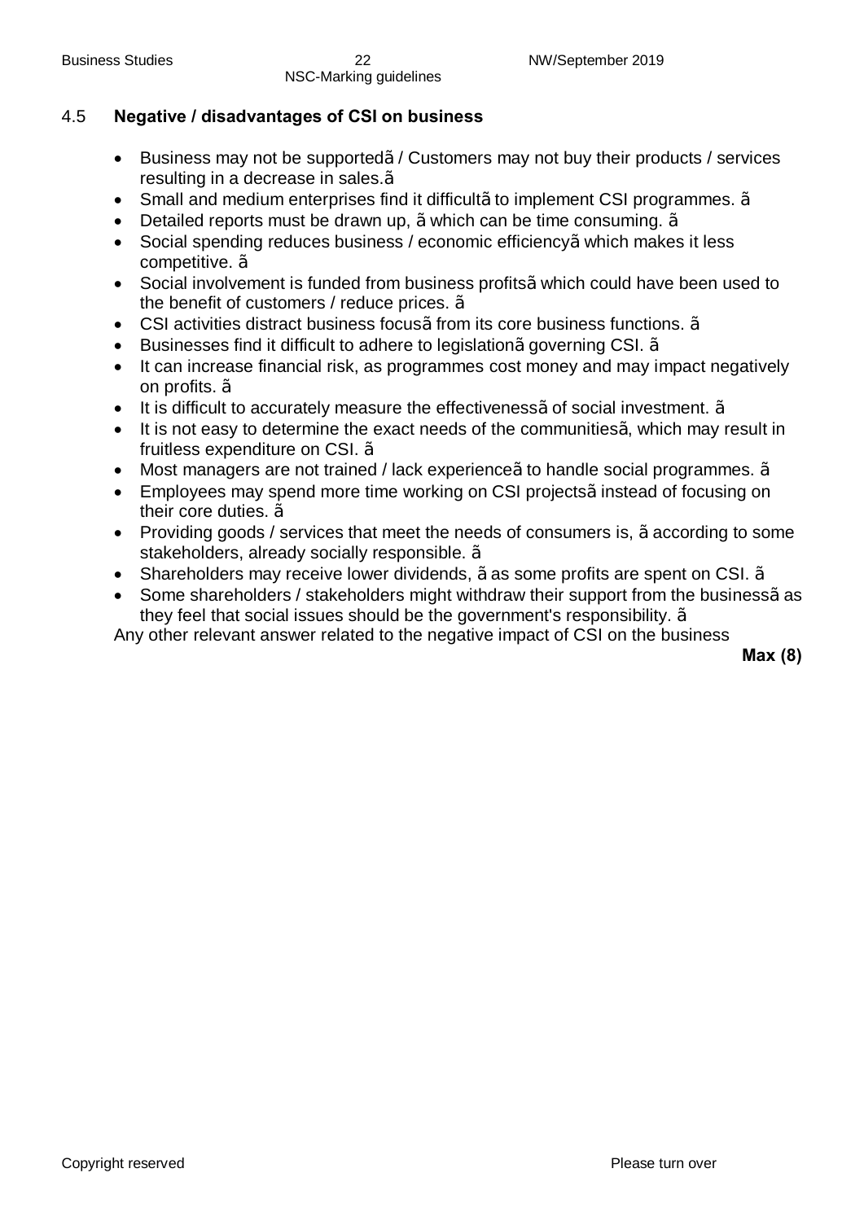## 4.5 **Negative / disadvantages of CSI on business**

- Business may not be supportedã / Customers may not buy their products / services resulting in a decrease in sales.ã
- Small and medium enterprises find it difficultã to implement CSI programmes. ã
- Detailed reports must be drawn up, ã which can be time consuming. ã
- Social spending reduces business / economic efficiencyã which makes it less competitive. ã
- Social involvement is funded from business profitsã which could have been used to the benefit of customers / reduce prices. ã
- CSI activities distract business focusã from its core business functions. ã
- Businesses find it difficult to adhere to legislationã governing CSI. ã
- It can increase financial risk, as programmes cost money and may impact negatively on profits. ã
- It is difficult to accurately measure the effectivenessã of social investment. ã
- It is not easy to determine the exact needs of the communitiesã, which may result in fruitless expenditure on CSI. ã
- Most managers are not trained / lack experienceã to handle social programmes. ã
- Employees may spend more time working on CSI projectsã instead of focusing on their core duties. ã
- Providing goods / services that meet the needs of consumers is, ã according to some stakeholders, already socially responsible. ã
- Shareholders may receive lower dividends, ã as some profits are spent on CSI. ã
- Some shareholders / stakeholders might withdraw their support from the businessã as they feel that social issues should be the government's responsibility. ã

Any other relevant answer related to the negative impact of CSI on the business

**Max (8)**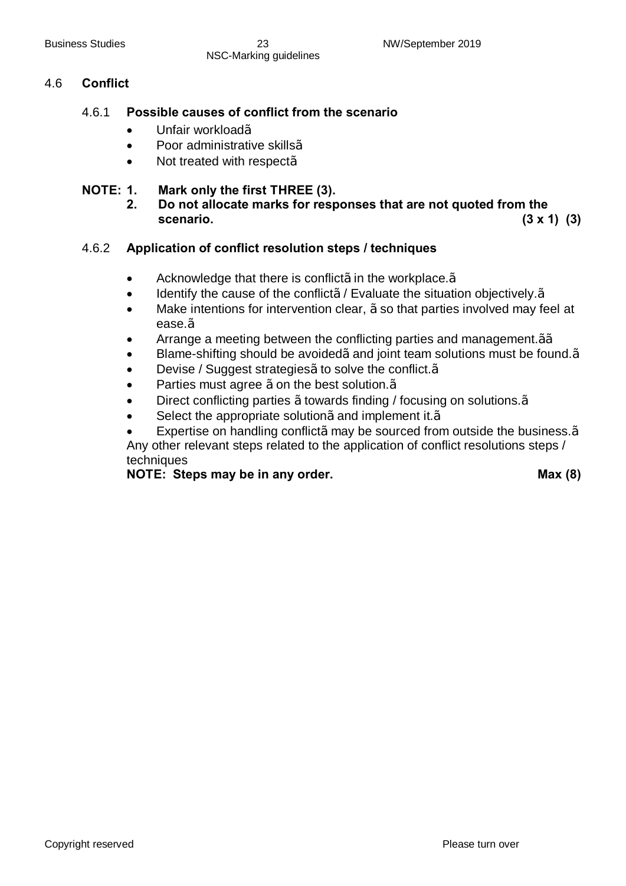## 4.6 Conflict

### 4.6.1 Possible causes of conflict from the scenario

- Unfair workloadã
- Poor administrative skillsã
- Not treated with respectã

**NOTE: 1. Mark only the first THREE (3).**
**2. Do not allocate marks for responses that are not quoted from the scenario.** **(3 x 1) (3)**

### 4.6.2 Application of conflict resolution steps / techniques

- Acknowledge that there is conflictã in the workplace.ã
- Identify the cause of the conflictã / Evaluate the situation objectively.ã
- Make intentions for intervention clear, ã so that parties involved may feel at ease.ã
- Arrange a meeting between the conflicting parties and management.ãã
- Blame-shifting should be avoidedã and joint team solutions must be found.ã
- Devise / Suggest strategiesã to solve the conflict.ã
- Parties must agree ã on the best solution.ã
- Direct conflicting parties ã towards finding / focusing on solutions.ã
- Select the appropriate solutionã and implement it.ã
- Expertise on handling conflictã may be sourced from outside the business.ã

Any other relevant steps related to the application of conflict resolutions steps / techniques

**NOTE: Steps may be in any order.** **Max (8)**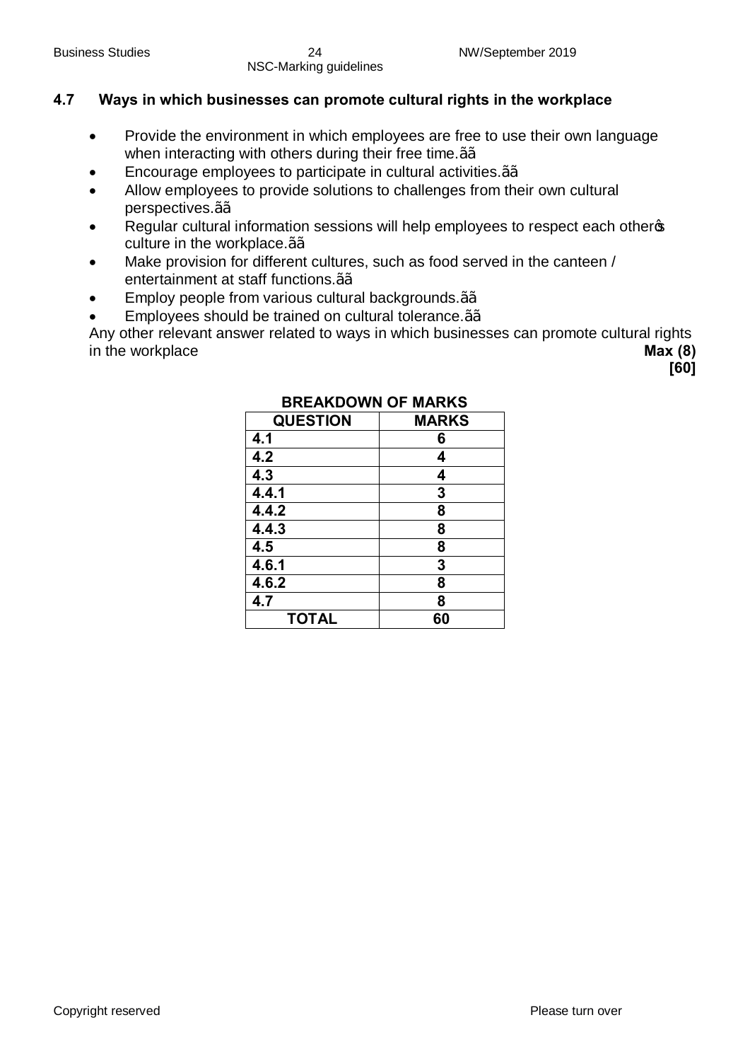### 4.7 Ways in which businesses can promote cultural rights in the workplace

- Provide the environment in which employees are free to use their own language when interacting with others during their free time.ãã
- Encourage employees to participate in cultural activities.ãã
- Allow employees to provide solutions to challenges from their own cultural perspectives.ãã
- Regular cultural information sessions will help employees to respect each other's culture in the workplace.ãã
- Make provision for different cultures, such as food served in the canteen / entertainment at staff functions.ãã
- Employ people from various cultural backgrounds.ãã
- Employees should be trained on cultural tolerance.ãã

Any other relevant answer related to ways in which businesses can promote cultural rights in the workplace **Max (8)**

**[60]**

**BREAKDOWN OF MARKS**

| QUESTION | MARKS |
|---|---|
| 4.1 | 6 |
| 4.2 | 4 |
| 4.3 | 4 |
| 4.4.1 | 3 |
| 4.4.2 | 8 |
| 4.4.3 | 8 |
| 4.5 | 8 |
| 4.6.1 | 3 |
| 4.6.2 | 8 |
| 4.7 | 8 |
| **TOTAL** | **60** |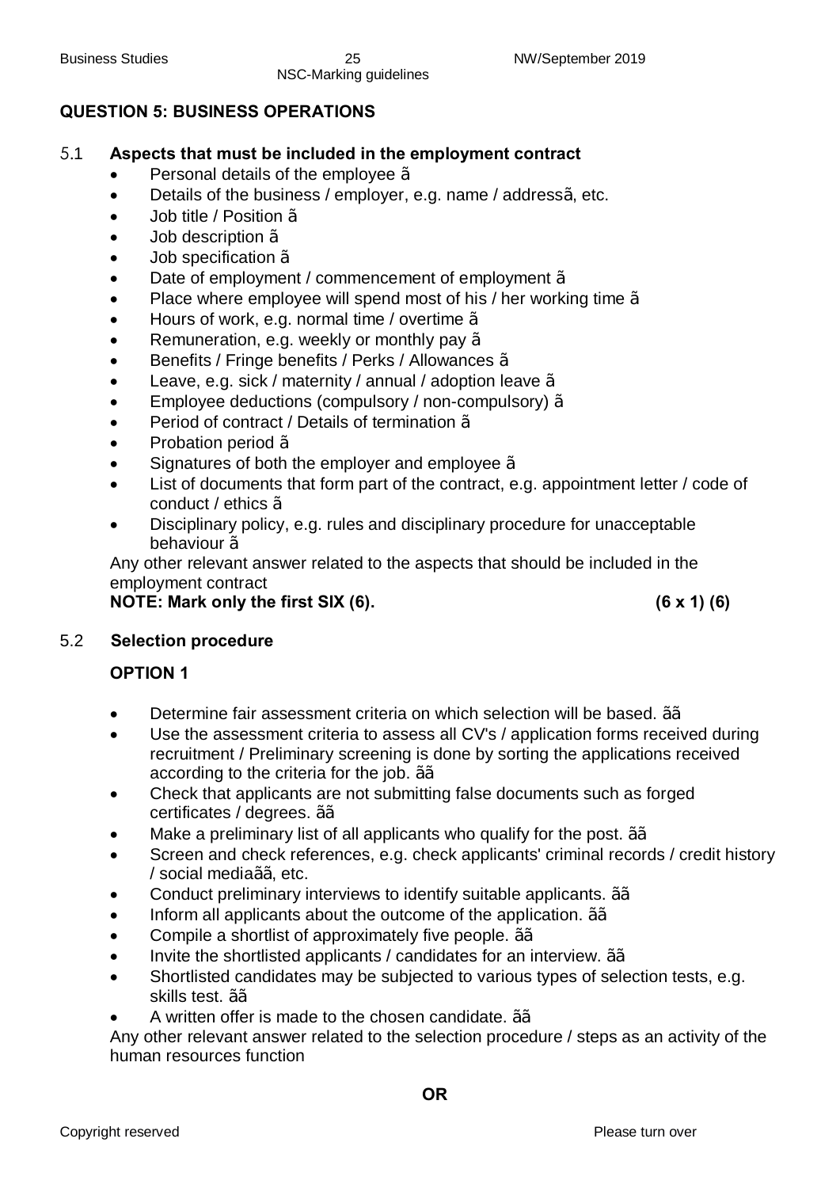## QUESTION 5: BUSINESS OPERATIONS

5.1 **Aspects that must be included in the employment contract**

- Personal details of the employee ã
- Details of the business / employer, e.g. name / addressã, etc.
- Job title / Position ã
- Job description ã
- Job specification ã
- Date of employment / commencement of employment ã
- Place where employee will spend most of his / her working time ã
- Hours of work, e.g. normal time / overtime ã
- Remuneration, e.g. weekly or monthly pay ã
- Benefits / Fringe benefits / Perks / Allowances ã
- Leave, e.g. sick / maternity / annual / adoption leave ã
- Employee deductions (compulsory / non-compulsory) ã
- Period of contract / Details of termination ã
- Probation period ã
- Signatures of both the employer and employee ã
- List of documents that form part of the contract, e.g. appointment letter / code of conduct / ethics ã
- Disciplinary policy, e.g. rules and disciplinary procedure for unacceptable behaviour ã

Any other relevant answer related to the aspects that should be included in the employment contract

**NOTE: Mark only the first SIX (6). (6 x 1) (6)**

5.2 **Selection procedure**

**OPTION 1**

- Determine fair assessment criteria on which selection will be based. ãã
- Use the assessment criteria to assess all CV's / application forms received during recruitment / Preliminary screening is done by sorting the applications received according to the criteria for the job. ãã
- Check that applicants are not submitting false documents such as forged certificates / degrees. ãã
- Make a preliminary list of all applicants who qualify for the post. ãã
- Screen and check references, e.g. check applicants' criminal records / credit history / social mediaãã, etc.
- Conduct preliminary interviews to identify suitable applicants. ãã
- Inform all applicants about the outcome of the application. ãã
- Compile a shortlist of approximately five people. ãã
- Invite the shortlisted applicants / candidates for an interview. ãã
- Shortlisted candidates may be subjected to various types of selection tests, e.g. skills test. ãã
- A written offer is made to the chosen candidate. ãã

Any other relevant answer related to the selection procedure / steps as an activity of the human resources function

**OR**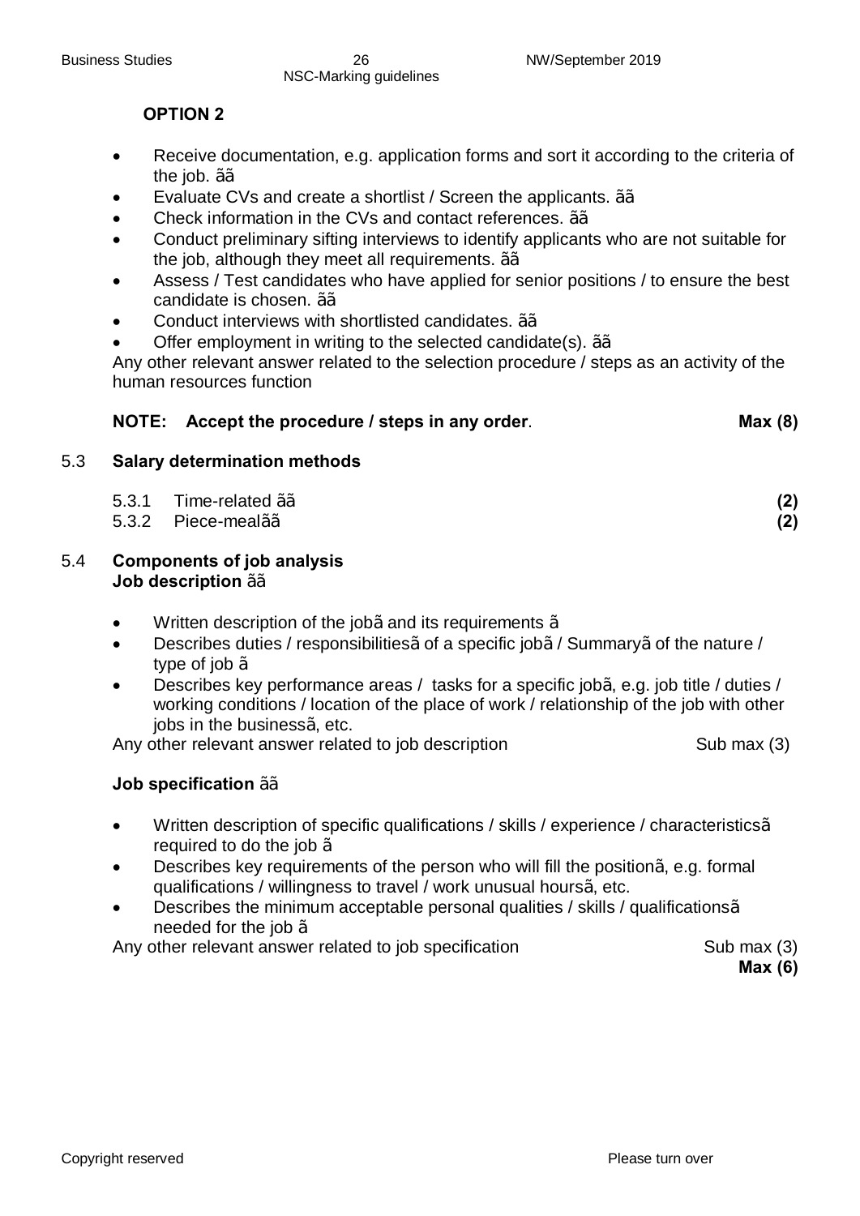**OPTION 2**

- Receive documentation, e.g. application forms and sort it according to the criteria of the job. ãã
- Evaluate CVs and create a shortlist / Screen the applicants. ãã
- Check information in the CVs and contact references. ãã
- Conduct preliminary sifting interviews to identify applicants who are not suitable for the job, although they meet all requirements. ãã
- Assess / Test candidates who have applied for senior positions / to ensure the best candidate is chosen. ãã
- Conduct interviews with shortlisted candidates. ãã
- Offer employment in writing to the selected candidate(s). ãã

Any other relevant answer related to the selection procedure / steps as an activity of the human resources function

**NOTE: Accept the procedure / steps in any order**. **Max (8)**

## 5.3 Salary determination methods

5.3.1 Time-related ãã **(2)**
5.3.2 Piece-mealãã **(2)**

## 5.4 Components of job analysis

**Job description** ãã

- Written description of the jobã and its requirements ã
- Describes duties / responsibilitiesã of a specific jobã / Summaryã of the nature / type of job ã
- Describes key performance areas / tasks for a specific jobã, e.g. job title / duties / working conditions / location of the place of work / relationship of the job with other jobs in the businessã, etc.

Any other relevant answer related to job description Sub max (3)

**Job specification** ãã

- Written description of specific qualifications / skills / experience / characteristicsã required to do the job ã
- Describes key requirements of the person who will fill the positionã, e.g. formal qualifications / willingness to travel / work unusual hoursã, etc.
- Describes the minimum acceptable personal qualities / skills / qualificationsã needed for the job ã

Any other relevant answer related to job specification Sub max (3)

**Max (6)**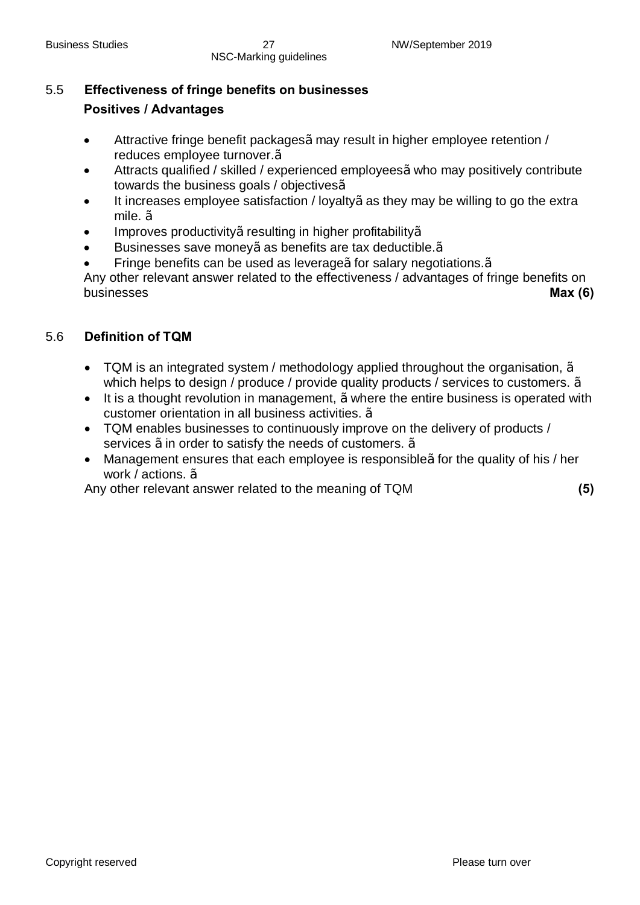## 5.5 Effectiveness of fringe benefits on businesses

**Positives / Advantages**

- Attractive fringe benefit packagesã may result in higher employee retention / reduces employee turnover.ã
- Attracts qualified / skilled / experienced employeesã who may positively contribute towards the business goals / objectivesã
- It increases employee satisfaction / loyaltyã as they may be willing to go the extra mile. ã
- Improves productivityã resulting in higher profitabilityã
- Businesses save moneyã as benefits are tax deductible.ã
- Fringe benefits can be used as leverageã for salary negotiations.ã

Any other relevant answer related to the effectiveness / advantages of fringe benefits on businesses **Max (6)**

## 5.6 Definition of TQM

- TQM is an integrated system / methodology applied throughout the organisation, ã which helps to design / produce / provide quality products / services to customers. ã
- It is a thought revolution in management, ã where the entire business is operated with customer orientation in all business activities. ã
- TQM enables businesses to continuously improve on the delivery of products / services ã in order to satisfy the needs of customers. ã
- Management ensures that each employee is responsibleã for the quality of his / her work / actions. ã

Any other relevant answer related to the meaning of TQM **(5)**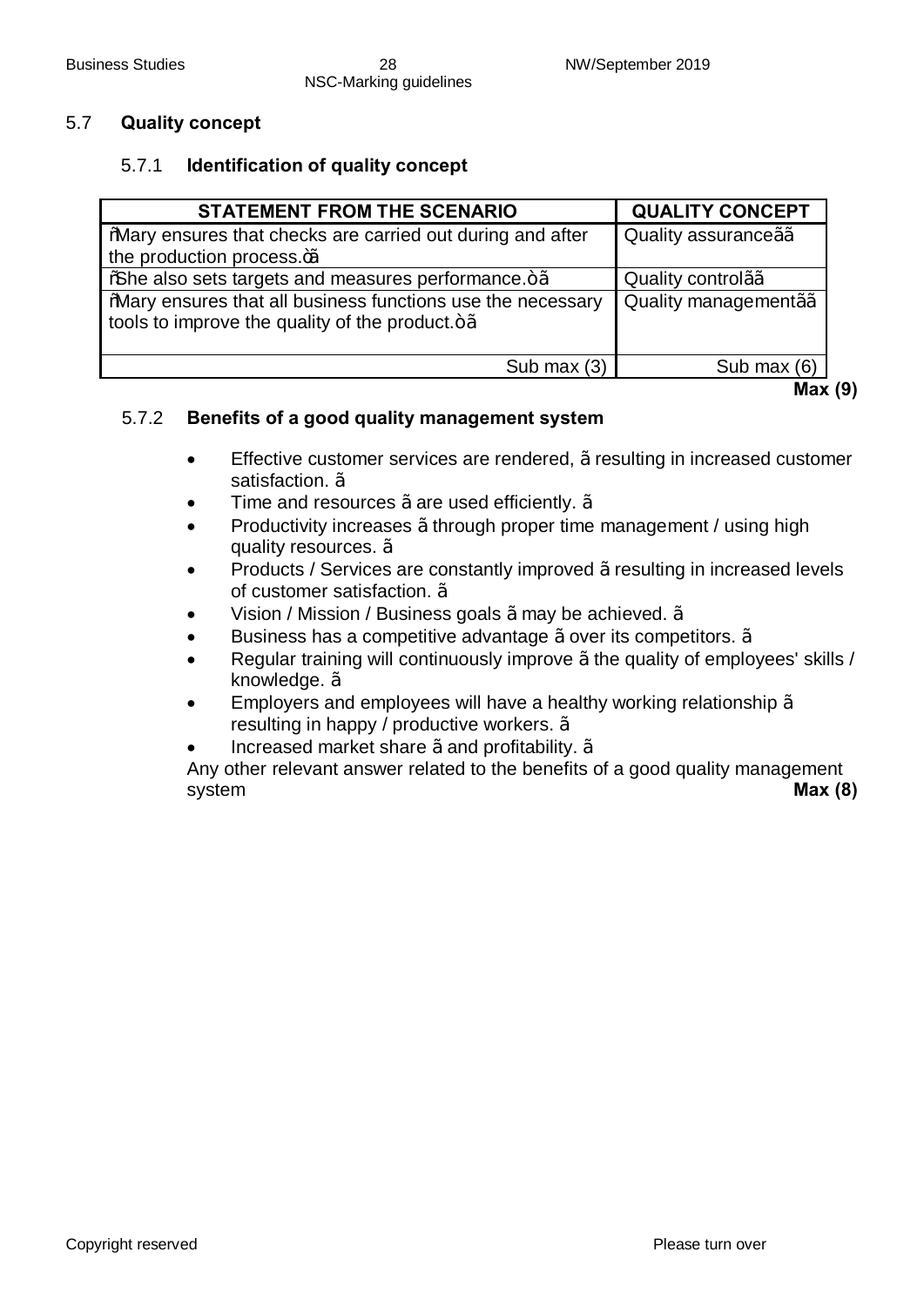## 5.7 Quality concept

### 5.7.1 Identification of quality concept

| STATEMENT FROM THE SCENARIO | QUALITY CONCEPT |
|---|---|
| "Mary ensures that checks are carried out during and after the production process."ã | Quality assuranceãã |
| "She also sets targets and measures performance."ã | Quality controlãã |
| "Mary ensures that all business functions use the necessary tools to improve the quality of the product."ã | Quality managementãã |
| Sub max (3) | Sub max (6) |

**Max (9)**

### 5.7.2 Benefits of a good quality management system

- Effective customer services are rendered, ã resulting in increased customer satisfaction. ã
- Time and resources ã are used efficiently. ã
- Productivity increases ã through proper time management / using high quality resources. ã
- Products / Services are constantly improved ã resulting in increased levels of customer satisfaction. ã
- Vision / Mission / Business goals ã may be achieved. ã
- Business has a competitive advantage ã over its competitors. ã
- Regular training will continuously improve ã the quality of employees' skills / knowledge. ã
- Employers and employees will have a healthy working relationship ã resulting in happy / productive workers. ã
- Increased market share ã and profitability. ã

Any other relevant answer related to the benefits of a good quality management system **Max (8)**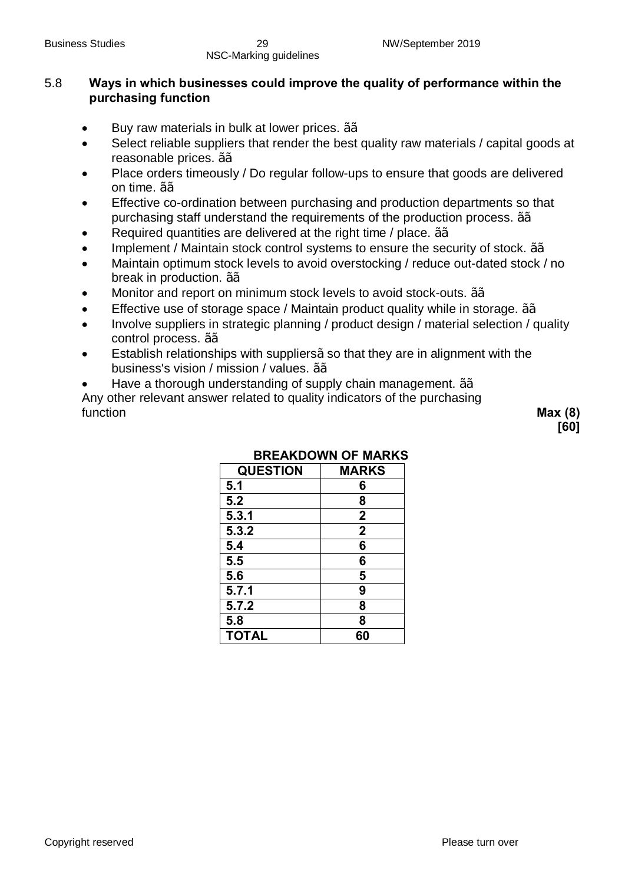## 5.8 Ways in which businesses could improve the quality of performance within the purchasing function

- Buy raw materials in bulk at lower prices. ãã
- Select reliable suppliers that render the best quality raw materials / capital goods at reasonable prices. ãã
- Place orders timeously / Do regular follow-ups to ensure that goods are delivered on time. ãã
- Effective co-ordination between purchasing and production departments so that purchasing staff understand the requirements of the production process. ãã
- Required quantities are delivered at the right time / place. ãã
- Implement / Maintain stock control systems to ensure the security of stock. ãã
- Maintain optimum stock levels to avoid overstocking / reduce out-dated stock / no break in production. ãã
- Monitor and report on minimum stock levels to avoid stock-outs. ãã
- Effective use of storage space / Maintain product quality while in storage. ãã
- Involve suppliers in strategic planning / product design / material selection / quality control process. ãã
- Establish relationships with suppliersã so that they are in alignment with the business's vision / mission / values. ãã
- Have a thorough understanding of supply chain management. ãã

Any other relevant answer related to quality indicators of the purchasing function **Max (8)**

**[60]**

**BREAKDOWN OF MARKS**

| QUESTION | MARKS |
|---|---|
| 5.1 | 6 |
| 5.2 | 8 |
| 5.3.1 | 2 |
| 5.3.2 | 2 |
| 5.4 | 6 |
| 5.5 | 6 |
| 5.6 | 5 |
| 5.7.1 | 9 |
| 5.7.2 | 8 |
| 5.8 | 8 |
| TOTAL | 60 |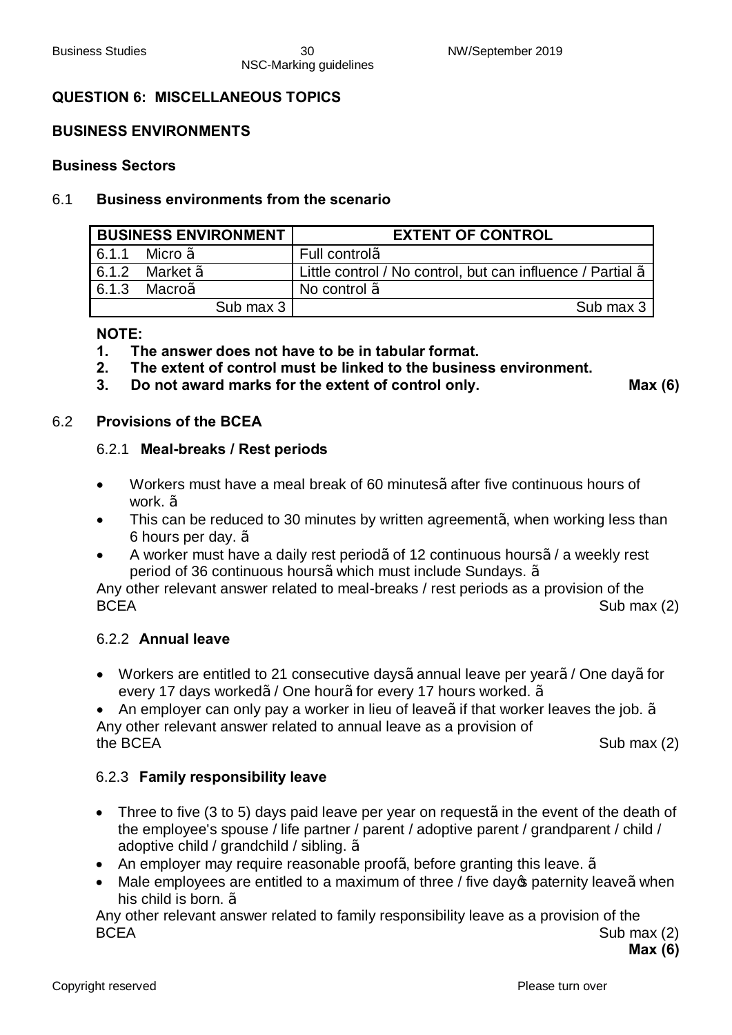## QUESTION 6: MISCELLANEOUS TOPICS

### BUSINESS ENVIRONMENTS

#### Business Sectors

6.1 **Business environments from the scenario**

| BUSINESS ENVIRONMENT | EXTENT OF CONTROL |
|---|---|
| 6.1.1 Micro ã | Full controlã |
| 6.1.2 Market ã | Little control / No control, but can influence / Partial ã |
| 6.1.3 Macroã | No control ã |
| Sub max 3 | Sub max 3 |

**NOTE:**
1. **The answer does not have to be in tabular format.**
2. **The extent of control must be linked to the business environment.**
3. **Do not award marks for the extent of control only.** **Max (6)**

6.2 **Provisions of the BCEA**

6.2.1 **Meal-breaks / Rest periods**

- Workers must have a meal break of 60 minutesã after five continuous hours of work. ã
- This can be reduced to 30 minutes by written agreementã, when working less than 6 hours per day. ã
- A worker must have a daily rest periodã of 12 continuous hoursã / a weekly rest period of 36 continuous hoursã which must include Sundays. ã

Any other relevant answer related to meal-breaks / rest periods as a provision of the BCEA Sub max (2)

6.2.2 **Annual leave**

- Workers are entitled to 21 consecutive daysã annual leave per yearã / One dayã for every 17 days workedã / One hourã for every 17 hours worked. ã
- An employer can only pay a worker in lieu of leaveã if that worker leaves the job. ã

Any other relevant answer related to annual leave as a provision of the BCEA Sub max (2)

6.2.3 **Family responsibility leave**

- Three to five (3 to 5) days paid leave per year on requestã in the event of the death of the employee's spouse / life partner / parent / adoptive parent / grandparent / child / adoptive child / grandchild / sibling. ã
- An employer may require reasonable proofã, before granting this leave. ã
- Male employees are entitled to a maximum of three / five day's paternity leaveã when his child is born. ã

Any other relevant answer related to family responsibility leave as a provision of the BCEA Sub max (2)

**Max (6)**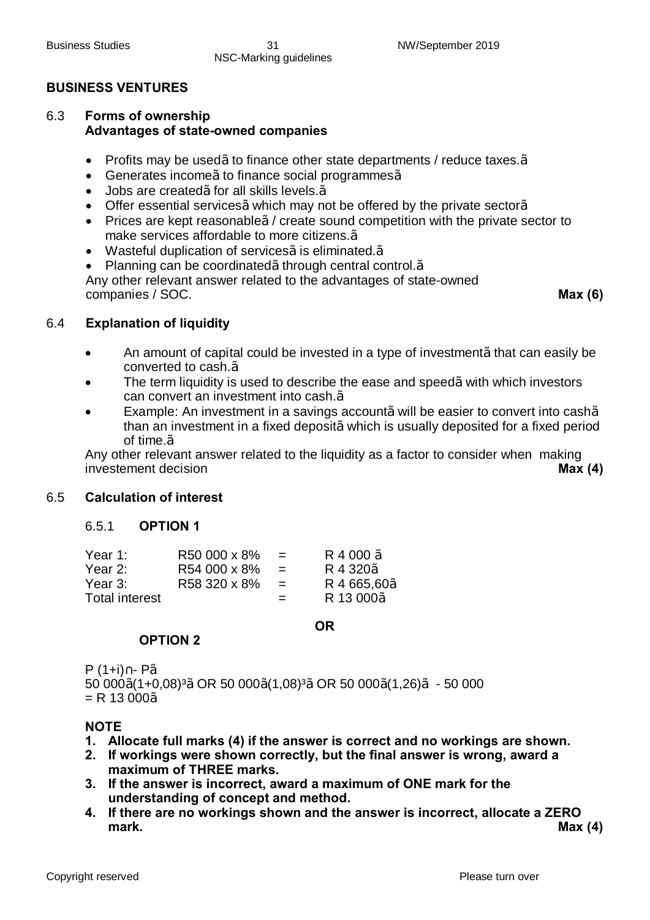## BUSINESS VENTURES

### 6.3 Forms of ownership
**Advantages of state-owned companies**

- Profits may be usedã to finance other state departments / reduce taxes.ã
- Generates incomeã to finance social programmesã
- Jobs are createdã for all skills levels.ã
- Offer essential servicesã which may not be offered by the private sectorã
- Prices are kept reasonableã / create sound competition with the private sector to make services affordable to more citizens.ã
- Wasteful duplication of servicesã is eliminated.ã
- Planning can be coordinatedã through central control.ã

Any other relevant answer related to the advantages of state-owned companies / SOC. **Max (6)**

### 6.4 Explanation of liquidity

- An amount of capital could be invested in a type of investmentã that can easily be converted to cash.ã
- The term liquidity is used to describe the ease and speedã with which investors can convert an investment into cash.ã
- Example: An investment in a savings accountã will be easier to convert into cashã than an investment in a fixed depositã which is usually deposited for a fixed period of time.ã

Any other relevant answer related to the liquidity as a factor to consider when making investement decision **Max (4)**

### 6.5 Calculation of interest

#### 6.5.1 OPTION 1

| | | | |
|---|---|---|---|
| Year 1: | R50 000 x 8% | = | R 4 000 ã |
| Year 2: | R54 000 x 8% | = | R 4 320ã |
| Year 3: | R58 320 x 8% | = | R 4 665,60ã |
| Total interest | | = | R 13 000ã |

**OR**

**OPTION 2**

$P(1+i)^n - P$ã

50 000ã$(1+0,08)^3$ã OR 50 000ã$(1,08)^3$ã OR 50 000ã(1,26)ã - 50 000
= R 13 000ã

**NOTE**

1. **Allocate full marks (4) if the answer is correct and no workings are shown.**
2. **If workings were shown correctly, but the final answer is wrong, award a maximum of THREE marks.**
3. **If the answer is incorrect, award a maximum of ONE mark for the understanding of concept and method.**
4. **If there are no workings shown and the answer is incorrect, allocate a ZERO mark.** **Max (4)**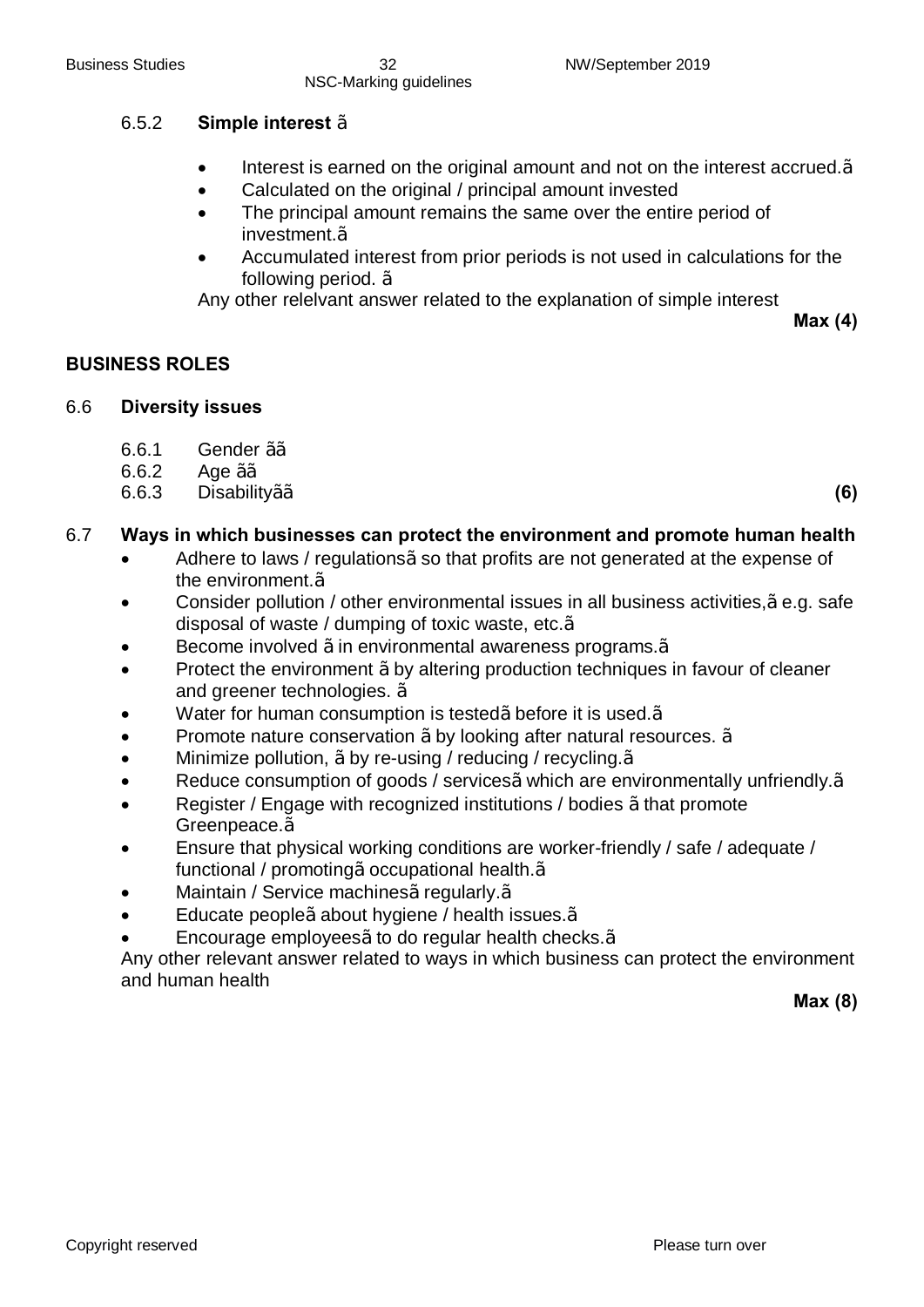6.5.2 **Simple interest** ã

- Interest is earned on the original amount and not on the interest accrued.ã
- Calculated on the original / principal amount invested
- The principal amount remains the same over the entire period of investment.ã
- Accumulated interest from prior periods is not used in calculations for the following period. ã

Any other relelvant answer related to the explanation of simple interest

**Max (4)**

## BUSINESS ROLES

6.6 **Diversity issues**

6.6.1 Gender ãã
6.6.2 Age ãã
6.6.3 Disabilityãã **(6)**

6.7 **Ways in which businesses can protect the environment and promote human health**

- Adhere to laws / regulationsã so that profits are not generated at the expense of the environment.ã
- Consider pollution / other environmental issues in all business activities,ã e.g. safe disposal of waste / dumping of toxic waste, etc.ã
- Become involved ã in environmental awareness programs.ã
- Protect the environment ã by altering production techniques in favour of cleaner and greener technologies. ã
- Water for human consumption is testedã before it is used.ã
- Promote nature conservation ã by looking after natural resources. ã
- Minimize pollution, ã by re-using / reducing / recycling.ã
- Reduce consumption of goods / servicesã which are environmentally unfriendly.ã
- Register / Engage with recognized institutions / bodies ã that promote Greenpeace.ã
- Ensure that physical working conditions are worker-friendly / safe / adequate / functional / promotingã occupational health.ã
- Maintain / Service machinesã regularly.ã
- Educate peopleã about hygiene / health issues.ã
- Encourage employeesã to do regular health checks.ã

Any other relevant answer related to ways in which business can protect the environment and human health

**Max (8)**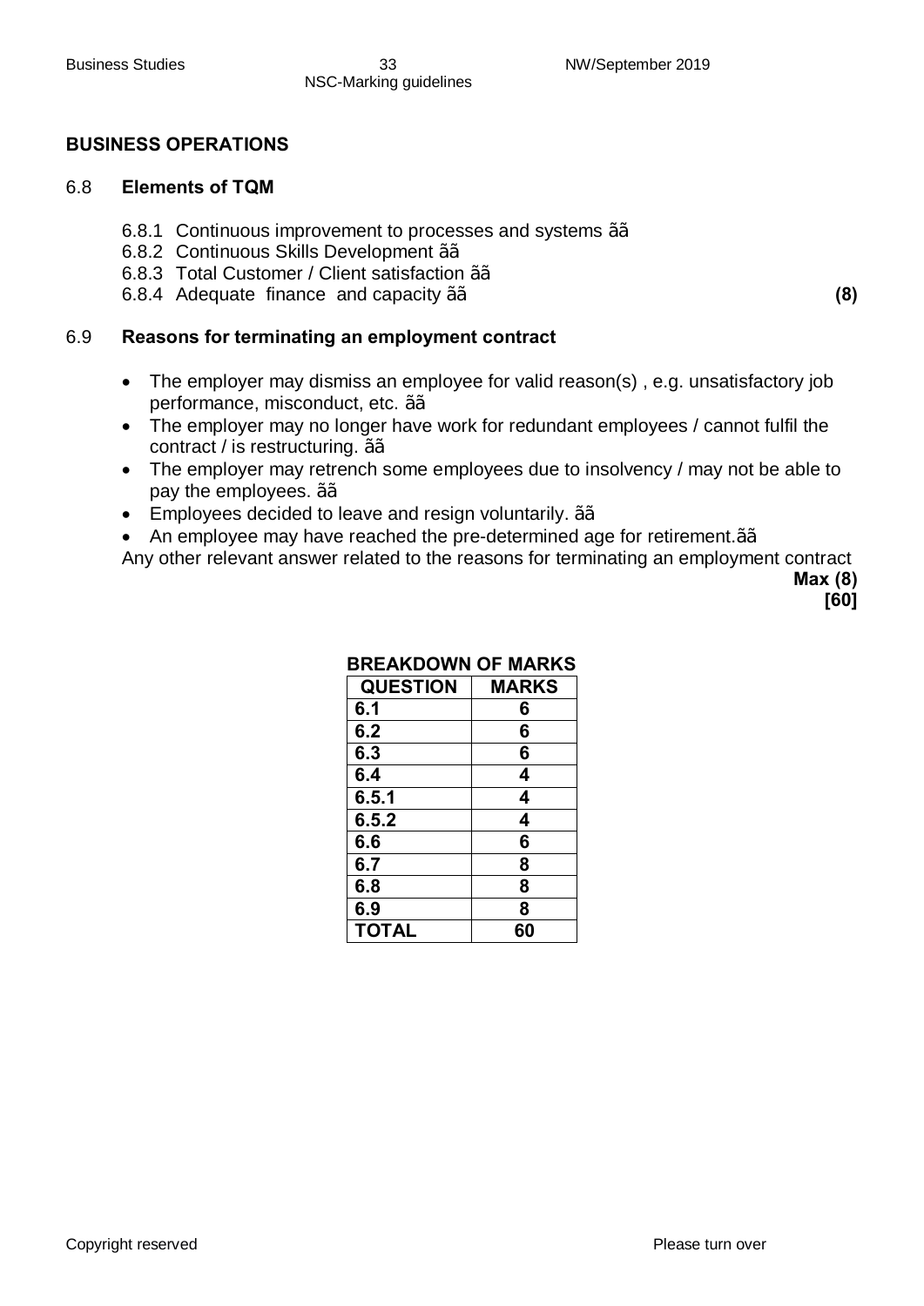## BUSINESS OPERATIONS

6.8 **Elements of TQM**

6.8.1 Continuous improvement to processes and systems ãã
6.8.2 Continuous Skills Development ãã
6.8.3 Total Customer / Client satisfaction ãã
6.8.4 Adequate finance and capacity ãã **(8)**

6.9 **Reasons for terminating an employment contract**

- The employer may dismiss an employee for valid reason(s) , e.g. unsatisfactory job performance, misconduct, etc. ãã
- The employer may no longer have work for redundant employees / cannot fulfil the contract / is restructuring. ãã
- The employer may retrench some employees due to insolvency / may not be able to pay the employees. ãã
- Employees decided to leave and resign voluntarily. ãã
- An employee may have reached the pre-determined age for retirement.ãã

Any other relevant answer related to the reasons for terminating an employment contract

**Max (8)**
**[60]**

**BREAKDOWN OF MARKS**

| QUESTION | MARKS |
|---|---|
| 6.1 | 6 |
| 6.2 | 6 |
| 6.3 | 6 |
| 6.4 | 4 |
| 6.5.1 | 4 |
| 6.5.2 | 4 |
| 6.6 | 6 |
| 6.7 | 8 |
| 6.8 | 8 |
| 6.9 | 8 |
| TOTAL | 60 |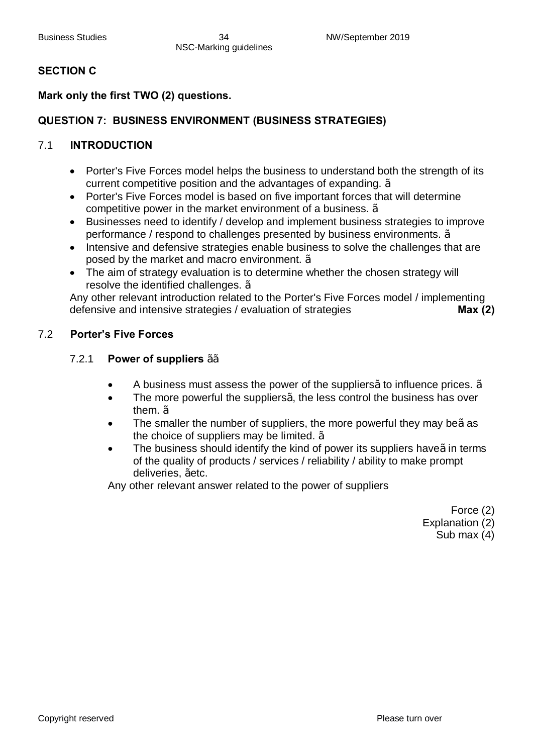## SECTION C

**Mark only the first TWO (2) questions.**

### QUESTION 7: BUSINESS ENVIRONMENT (BUSINESS STRATEGIES)

#### 7.1 INTRODUCTION

- Porter's Five Forces model helps the business to understand both the strength of its current competitive position and the advantages of expanding. ã
- Porter's Five Forces model is based on five important forces that will determine competitive power in the market environment of a business. ã
- Businesses need to identify / develop and implement business strategies to improve performance / respond to challenges presented by business environments. ã
- Intensive and defensive strategies enable business to solve the challenges that are posed by the market and macro environment. ã
- The aim of strategy evaluation is to determine whether the chosen strategy will resolve the identified challenges. ã

Any other relevant introduction related to the Porter's Five Forces model / implementing defensive and intensive strategies / evaluation of strategies **Max (2)**

#### 7.2 Porter's Five Forces

##### 7.2.1 **Power of suppliers** ãã

- A business must assess the power of the suppliersã to influence prices. ã
- The more powerful the suppliersã, the less control the business has over them. ã
- The smaller the number of suppliers, the more powerful they may beã as the choice of suppliers may be limited. ã
- The business should identify the kind of power its suppliers haveã in terms of the quality of products / services / reliability / ability to make prompt deliveries, ãetc.

Any other relevant answer related to the power of suppliers

Force (2)
Explanation (2)
Sub max (4)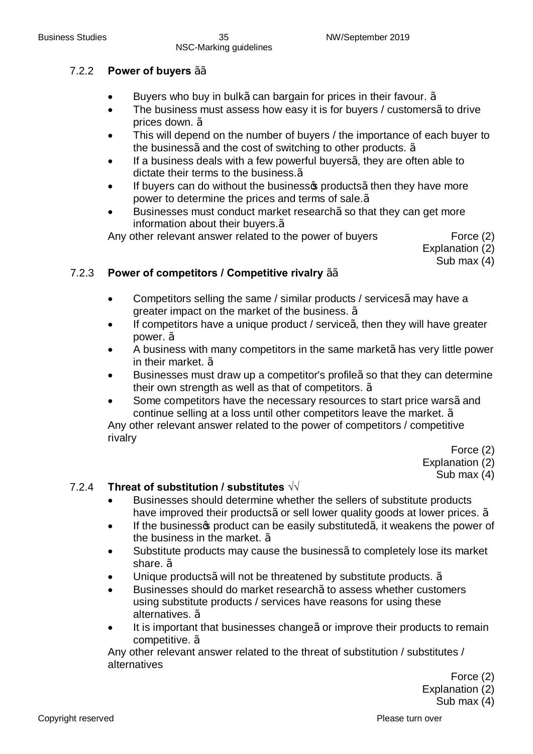7.2.2 **Power of buyers** ãã

- Buyers who buy in bulkã can bargain for prices in their favour. ã
- The business must assess how easy it is for buyers / customersã to drive prices down. ã
- This will depend on the number of buyers / the importance of each buyer to the businessã and the cost of switching to other products. ã
- If a business deals with a few powerful buyersã, they are often able to dictate their terms to the business.ã
- If buyers can do without the business's productsã then they have more power to determine the prices and terms of sale.ã
- Businesses must conduct market researchã so that they can get more information about their buyers.ã

Any other relevant answer related to the power of buyers

Force (2)
Explanation (2)
Sub max (4)

7.2.3 **Power of competitors / Competitive rivalry** ãã

- Competitors selling the same / similar products / servicesã may have a greater impact on the market of the business. ã
- If competitors have a unique product / serviceã, then they will have greater power. ã
- A business with many competitors in the same marketã has very little power in their market. ã
- Businesses must draw up a competitor's profileã so that they can determine their own strength as well as that of competitors. ã
- Some competitors have the necessary resources to start price warsã and continue selling at a loss until other competitors leave the market. ã

Any other relevant answer related to the power of competitors / competitive rivalry

Force (2)
Explanation (2)
Sub max (4)

7.2.4 **Threat of substitution / substitutes** √√

- Businesses should determine whether the sellers of substitute products have improved their productsã or sell lower quality goods at lower prices. ã
- If the business's product can be easily substitutedã, it weakens the power of the business in the market. ã
- Substitute products may cause the businessã to completely lose its market share. ã
- Unique productsã will not be threatened by substitute products. ã
- Businesses should do market researchã to assess whether customers using substitute products / services have reasons for using these alternatives. ã
- It is important that businesses changeã or improve their products to remain competitive. ã

Any other relevant answer related to the threat of substitution / substitutes / alternatives

Force (2)
Explanation (2)
Sub max (4)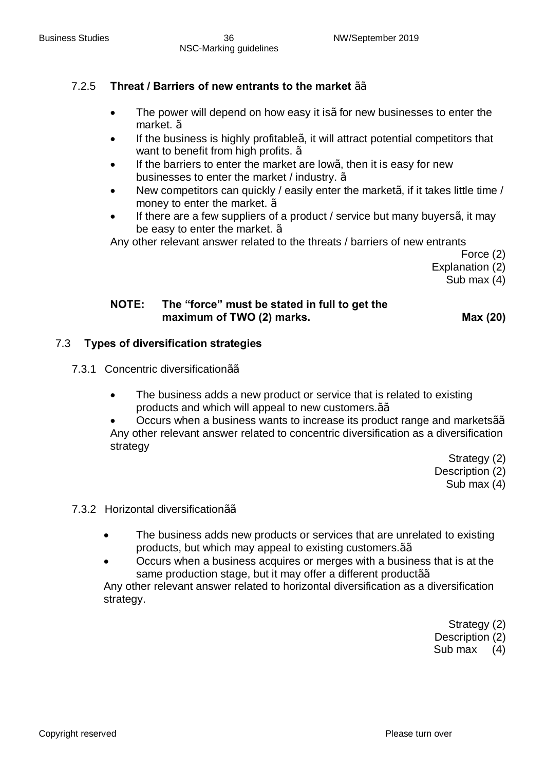### 7.2.5 **Threat / Barriers of new entrants to the market** ãã

- The power will depend on how easy it isã for new businesses to enter the market. ã
- If the business is highly profitableã, it will attract potential competitors that want to benefit from high profits. ã
- If the barriers to enter the market are lowã, then it is easy for new businesses to enter the market / industry. ã
- New competitors can quickly / easily enter the marketã, if it takes little time / money to enter the market. ã
- If there are a few suppliers of a product / service but many buyersã, it may be easy to enter the market. ã

Any other relevant answer related to the threats / barriers of new entrants

Force (2)
Explanation (2)
Sub max (4)

**NOTE: The "force" must be stated in full to get the maximum of TWO (2) marks.** **Max (20)**

## 7.3 **Types of diversification strategies**

### 7.3.1 Concentric diversificationãã

- The business adds a new product or service that is related to existing products and which will appeal to new customers.ãã
- Occurs when a business wants to increase its product range and marketsãã

Any other relevant answer related to concentric diversification as a diversification strategy

Strategy (2)
Description (2)
Sub max (4)

### 7.3.2 Horizontal diversificationãã

- The business adds new products or services that are unrelated to existing products, but which may appeal to existing customers.ãã
- Occurs when a business acquires or merges with a business that is at the same production stage, but it may offer a different productãã

Any other relevant answer related to horizontal diversification as a diversification strategy.

Strategy (2)
Description (2)
Sub max (4)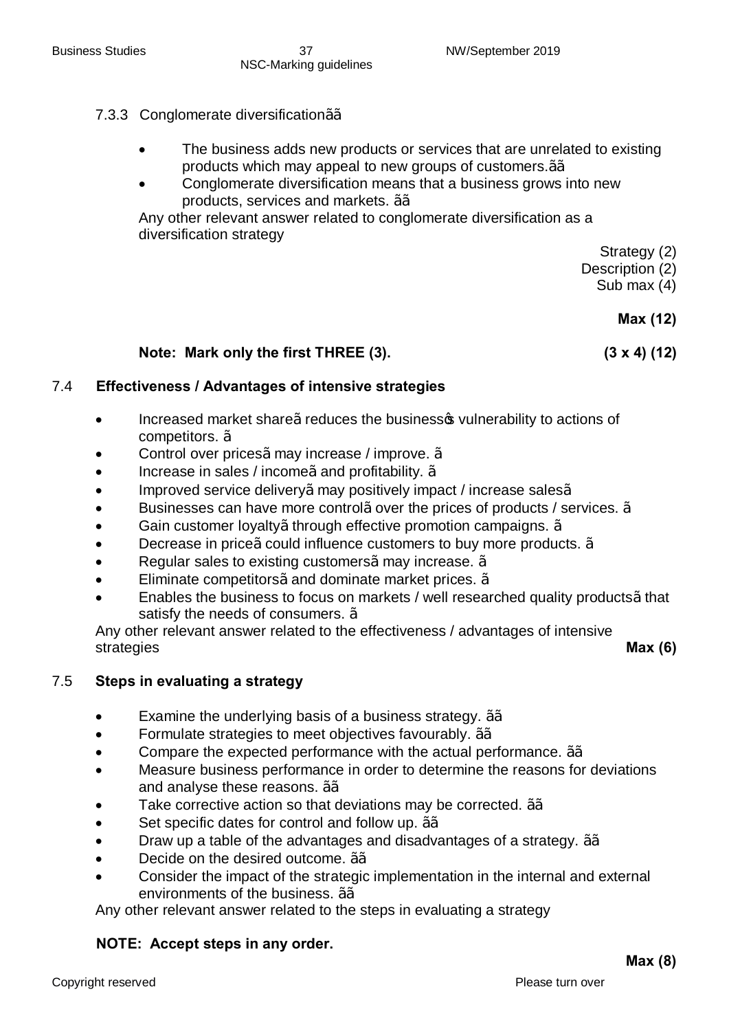7.3.3 Conglomerate diversificationãã

- The business adds new products or services that are unrelated to existing products which may appeal to new groups of customers.ãã
- Conglomerate diversification means that a business grows into new products, services and markets. ãã

Any other relevant answer related to conglomerate diversification as a diversification strategy

Strategy (2)
Description (2)
Sub max (4)

**Max (12)**

**Note: Mark only the first THREE (3).** **(3 x 4) (12)**

## 7.4 Effectiveness / Advantages of intensive strategies

- Increased market shareã reduces the businessġ vulnerability to actions of competitors. ã
- Control over pricesã may increase / improve. ã
- Increase in sales / incomeã and profitability. ã
- Improved service deliveryã may positively impact / increase salesã
- Businesses can have more controlã over the prices of products / services. ã
- Gain customer loyaltyã through effective promotion campaigns. ã
- Decrease in priceã could influence customers to buy more products. ã
- Regular sales to existing customersã may increase. ã
- Eliminate competitorsã and dominate market prices. ã
- Enables the business to focus on markets / well researched quality productsã that satisfy the needs of consumers. ã

Any other relevant answer related to the effectiveness / advantages of intensive strategies **Max (6)**

## 7.5 Steps in evaluating a strategy

- Examine the underlying basis of a business strategy. ãã
- Formulate strategies to meet objectives favourably. ãã
- Compare the expected performance with the actual performance. ãã
- Measure business performance in order to determine the reasons for deviations and analyse these reasons. ãã
- Take corrective action so that deviations may be corrected. ãã
- Set specific dates for control and follow up. ãã
- Draw up a table of the advantages and disadvantages of a strategy. ãã
- Decide on the desired outcome. ãã
- Consider the impact of the strategic implementation in the internal and external environments of the business. ãã

Any other relevant answer related to the steps in evaluating a strategy

**NOTE: Accept steps in any order.**

**Max (8)**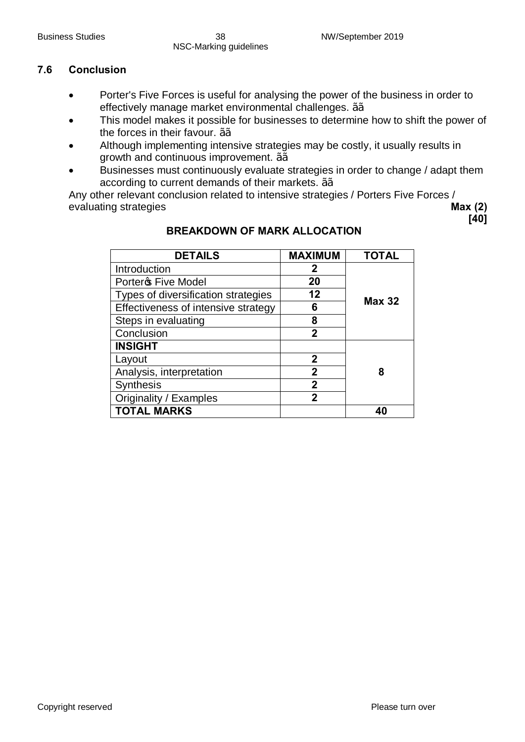### 7.6 Conclusion

- Porter's Five Forces is useful for analysing the power of the business in order to effectively manage market environmental challenges. ãã
- This model makes it possible for businesses to determine how to shift the power of the forces in their favour. ãã
- Although implementing intensive strategies may be costly, it usually results in growth and continuous improvement. ãã
- Businesses must continuously evaluate strategies in order to change / adapt them according to current demands of their markets. ãã

Any other relevant conclusion related to intensive strategies / Porters Five Forces / evaluating strategies **Max (2)**

**[40]**

**BREAKDOWN OF MARK ALLOCATION**

| DETAILS | MAXIMUM | TOTAL |
|---|---|---|
| Introduction | 2 | **Max 32** |
| Porter⁋s Five Model | 20 | |
| Types of diversification strategies | 12 | |
| Effectiveness of intensive strategy | 6 | |
| Steps in evaluating | 8 | |
| Conclusion | 2 | |
| **INSIGHT** | | **8** |
| Layout | 2 | |
| Analysis, interpretation | 2 | |
| Synthesis | 2 | |
| Originality / Examples | 2 | |
| **TOTAL MARKS** | | **40** |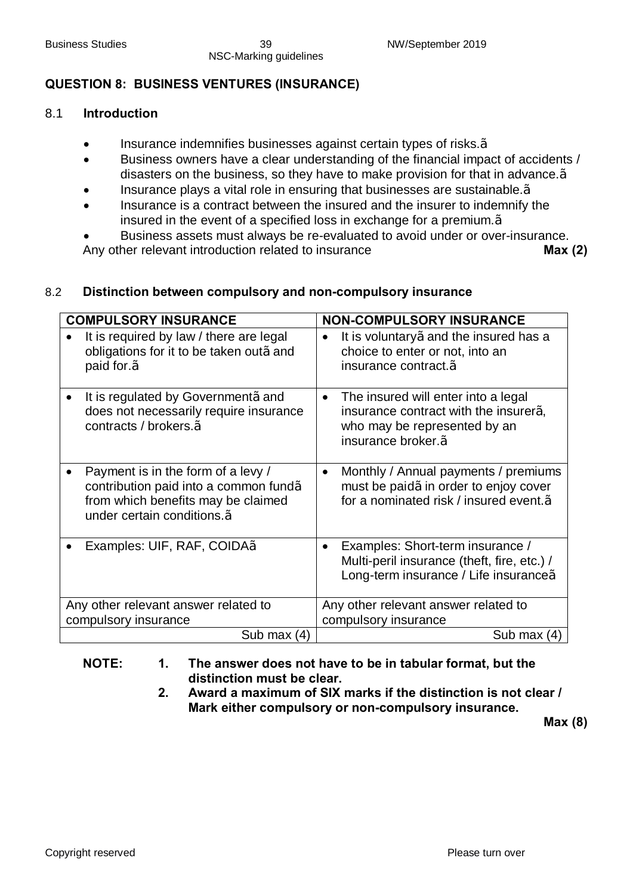## QUESTION 8: BUSINESS VENTURES (INSURANCE)

### 8.1 Introduction

- Insurance indemnifies businesses against certain types of risks.ã
- Business owners have a clear understanding of the financial impact of accidents / disasters on the business, so they have to make provision for that in advance.ã
- Insurance plays a vital role in ensuring that businesses are sustainable.ã
- Insurance is a contract between the insured and the insurer to indemnify the insured in the event of a specified loss in exchange for a premium.ã
- Business assets must always be re-evaluated to avoid under or over-insurance.

Any other relevant introduction related to insurance **Max (2)**

### 8.2 Distinction between compulsory and non-compulsory insurance

| COMPULSORY INSURANCE | NON-COMPULSORY INSURANCE |
|---|---|
| • It is required by law / there are legal obligations for it to be taken outã and paid for.ã | • It is voluntaryã and the insured has a choice to enter or not, into an insurance contract.ã |
| • It is regulated by Governmentã and does not necessarily require insurance contracts / brokers.ã | • The insured will enter into a legal insurance contract with the insurerã, who may be represented by an insurance broker.ã |
| • Payment is in the form of a levy / contribution paid into a common fundã from which benefits may be claimed under certain conditions.ã | • Monthly / Annual payments / premiums must be paidã in order to enjoy cover for a nominated risk / insured event.ã |
| • Examples: UIF, RAF, COIDAã | • Examples: Short-term insurance / Multi-peril insurance (theft, fire, etc.) / Long-term insurance / Life insuranceã |
| Any other relevant answer related to compulsory insurance | Any other relevant answer related to compulsory insurance |
| Sub max (4) | Sub max (4) |

**NOTE:**
1. **The answer does not have to be in tabular format, but the distinction must be clear.**
2. **Award a maximum of SIX marks if the distinction is not clear / Mark either compulsory or non-compulsory insurance.**

**Max (8)**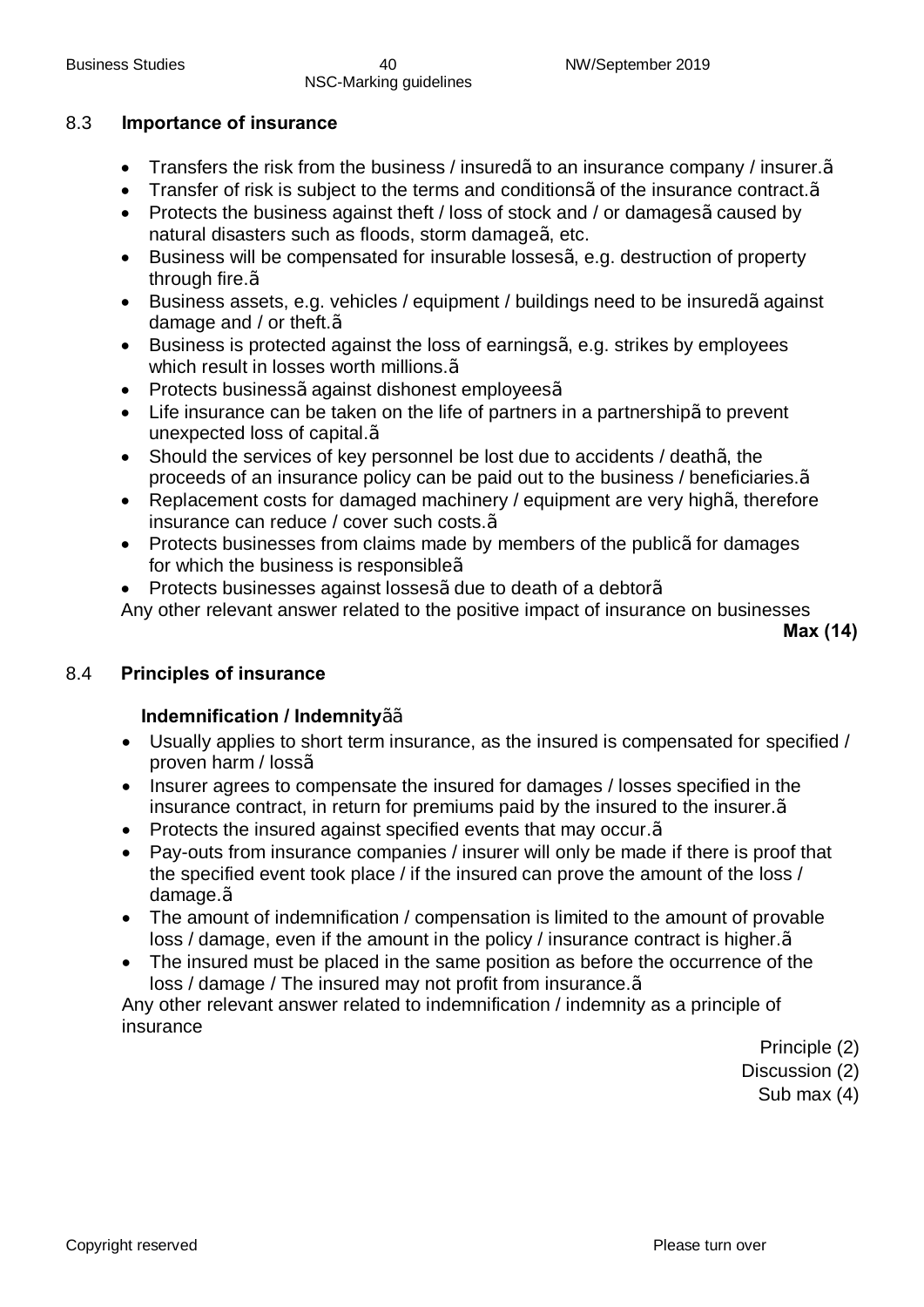## 8.3 Importance of insurance

- Transfers the risk from the business / insuredã to an insurance company / insurer.ã
- Transfer of risk is subject to the terms and conditionsã of the insurance contract.ã
- Protects the business against theft / loss of stock and / or damagesã caused by natural disasters such as floods, storm damageã, etc.
- Business will be compensated for insurable lossesã, e.g. destruction of property through fire.ã
- Business assets, e.g. vehicles / equipment / buildings need to be insuredã against damage and / or theft.ã
- Business is protected against the loss of earningsã, e.g. strikes by employees which result in losses worth millions.ã
- Protects businessã against dishonest employeesã
- Life insurance can be taken on the life of partners in a partnershipã to prevent unexpected loss of capital.ã
- Should the services of key personnel be lost due to accidents / deathã, the proceeds of an insurance policy can be paid out to the business / beneficiaries.ã
- Replacement costs for damaged machinery / equipment are very highã, therefore insurance can reduce / cover such costs.ã
- Protects businesses from claims made by members of the publicã for damages for which the business is responsibleã
- Protects businesses against lossesã due to death of a debtorã

Any other relevant answer related to the positive impact of insurance on businesses

**Max (14)**

## 8.4 Principles of insurance

**Indemnification / Indemnity**ãã

- Usually applies to short term insurance, as the insured is compensated for specified / proven harm / lossã
- Insurer agrees to compensate the insured for damages / losses specified in the insurance contract, in return for premiums paid by the insured to the insurer.ã
- Protects the insured against specified events that may occur.ã
- Pay-outs from insurance companies / insurer will only be made if there is proof that the specified event took place / if the insured can prove the amount of the loss / damage.ã
- The amount of indemnification / compensation is limited to the amount of provable loss / damage, even if the amount in the policy / insurance contract is higher.ã
- The insured must be placed in the same position as before the occurrence of the loss / damage / The insured may not profit from insurance.ã

Any other relevant answer related to indemnification / indemnity as a principle of insurance

Principle (2)
Discussion (2)
Sub max (4)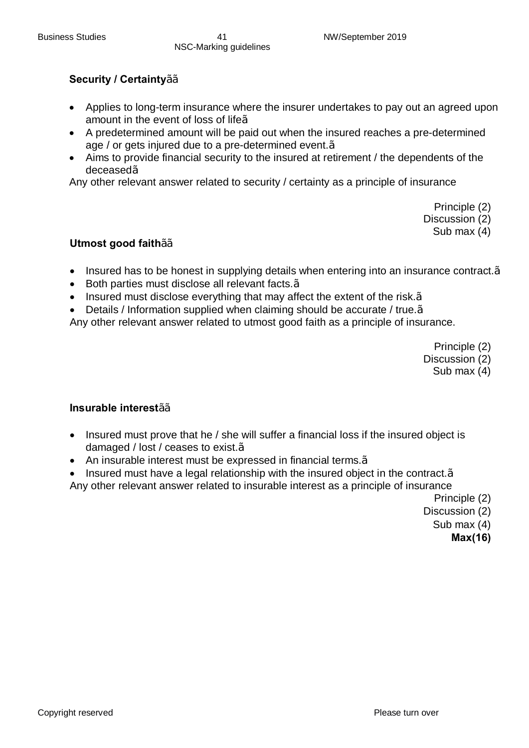**Security / Certainty**ãã

- Applies to long-term insurance where the insurer undertakes to pay out an agreed upon amount in the event of loss of lifeã
- A predetermined amount will be paid out when the insured reaches a pre-determined age / or gets injured due to a pre-determined event.ã
- Aims to provide financial security to the insured at retirement / the dependents of the deceasedã

Any other relevant answer related to security / certainty as a principle of insurance

Principle (2)
Discussion (2)
Sub max (4)

**Utmost good faith**ãã

- Insured has to be honest in supplying details when entering into an insurance contract.ã
- Both parties must disclose all relevant facts.ã
- Insured must disclose everything that may affect the extent of the risk.ã
- Details / Information supplied when claiming should be accurate / true.ã

Any other relevant answer related to utmost good faith as a principle of insurance.

Principle (2)
Discussion (2)
Sub max (4)

**Insurable interest**ãã

- Insured must prove that he / she will suffer a financial loss if the insured object is damaged / lost / ceases to exist.ã
- An insurable interest must be expressed in financial terms.ã
- Insured must have a legal relationship with the insured object in the contract.ã

Any other relevant answer related to insurable interest as a principle of insurance

Principle (2)
Discussion (2)
Sub max (4)
**Max(16)**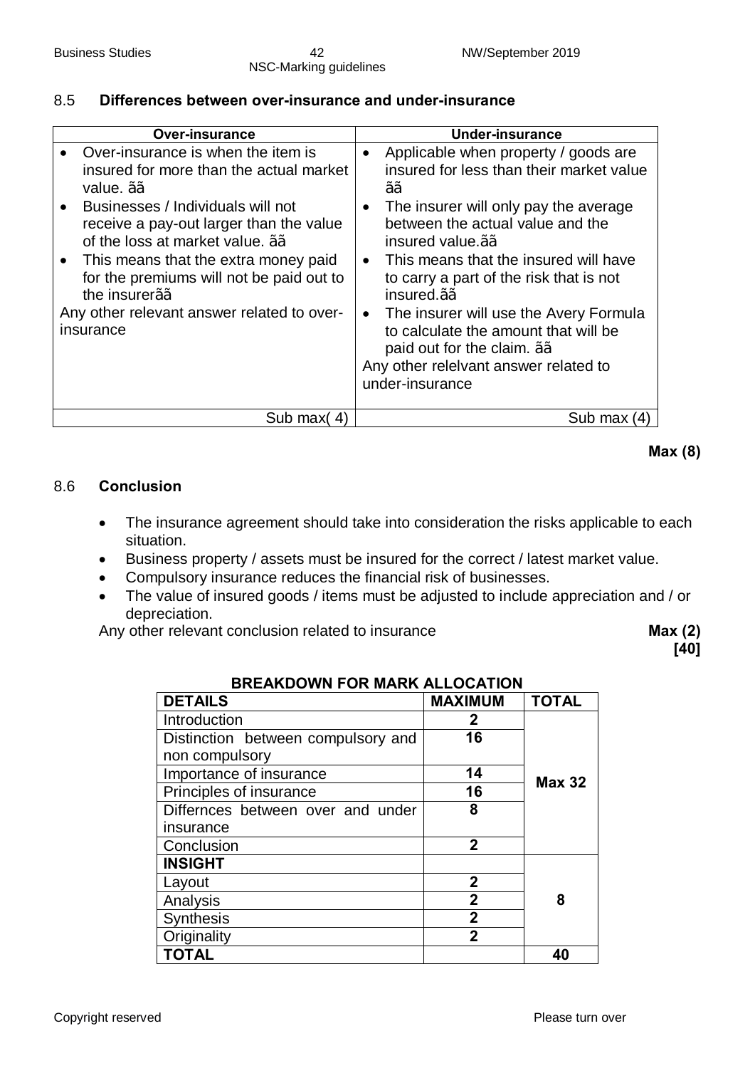## 8.5 **Differences between over-insurance and under-insurance**

| Over-insurance | Under-insurance |
|---|---|
| • Over-insurance is when the item is insured for more than the actual market value. ãã<br>• Businesses / Individuals will not receive a pay-out larger than the value of the loss at market value. ãã<br>• This means that the extra money paid for the premiums will not be paid out to the insurerãã<br>Any other relevant answer related to over-insurance | • Applicable when property / goods are insured for less than their market value ãã<br>• The insurer will only pay the average between the actual value and the insured value.ãã<br>• This means that the insured will have to carry a part of the risk that is not insured.ãã<br>• The insurer will use the Avery Formula to calculate the amount that will be paid out for the claim. ãã<br>Any other relelvant answer related to under-insurance |
| Sub max( 4) | Sub max (4) |

**Max (8)**

## 8.6 **Conclusion**

- The insurance agreement should take into consideration the risks applicable to each situation.
- Business property / assets must be insured for the correct / latest market value.
- Compulsory insurance reduces the financial risk of businesses.
- The value of insured goods / items must be adjusted to include appreciation and / or depreciation.

Any other relevant conclusion related to insurance **Max (2)**

**[40]**

**BREAKDOWN FOR MARK ALLOCATION**

| DETAILS | MAXIMUM | TOTAL |
|---|---|---|
| Introduction | 2 | Max 32 |
| Distinction between compulsory and non compulsory | 16 | |
| Importance of insurance | 14 | |
| Principles of insurance | 16 | |
| Differnces between over and under insurance | 8 | |
| Conclusion | 2 | |
| **INSIGHT** | | 8 |
| Layout | 2 | |
| Analysis | 2 | |
| Synthesis | 2 | |
| Originality | 2 | |
| **TOTAL** | | **40** |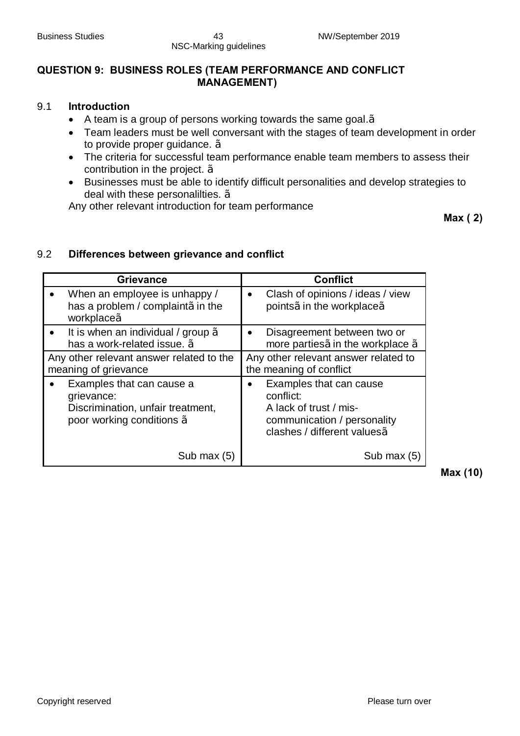### QUESTION 9: BUSINESS ROLES (TEAM PERFORMANCE AND CONFLICT MANAGEMENT)

9.1 **Introduction**

- A team is a group of persons working towards the same goal.ã
- Team leaders must be well conversant with the stages of team development in order to provide proper guidance. ã
- The criteria for successful team performance enable team members to assess their contribution in the project. ã
- Businesses must be able to identify difficult personalities and develop strategies to deal with these personalilties. ã

Any other relevant introduction for team performance

**Max ( 2)**

9.2 **Differences between grievance and conflict**

| Grievance | Conflict |
|---|---|
| • When an employee is unhappy / has a problem / complaintã in the workplaceã | • Clash of opinions / ideas / view pointsã in the workplaceã |
| • It is when an individual / group ã has a work-related issue. ã | • Disagreement between two or more partiesã in the workplace ã |
| Any other relevant answer related to the meaning of grievance | Any other relevant answer related to the meaning of conflict |
| • Examples that can cause a grievance: Discrimination, unfair treatment, poor working conditions ã | • Examples that can cause conflict: A lack of trust / mis-communication / personality clashes / different valuesã |
| Sub max (5) | Sub max (5) |

**Max (10)**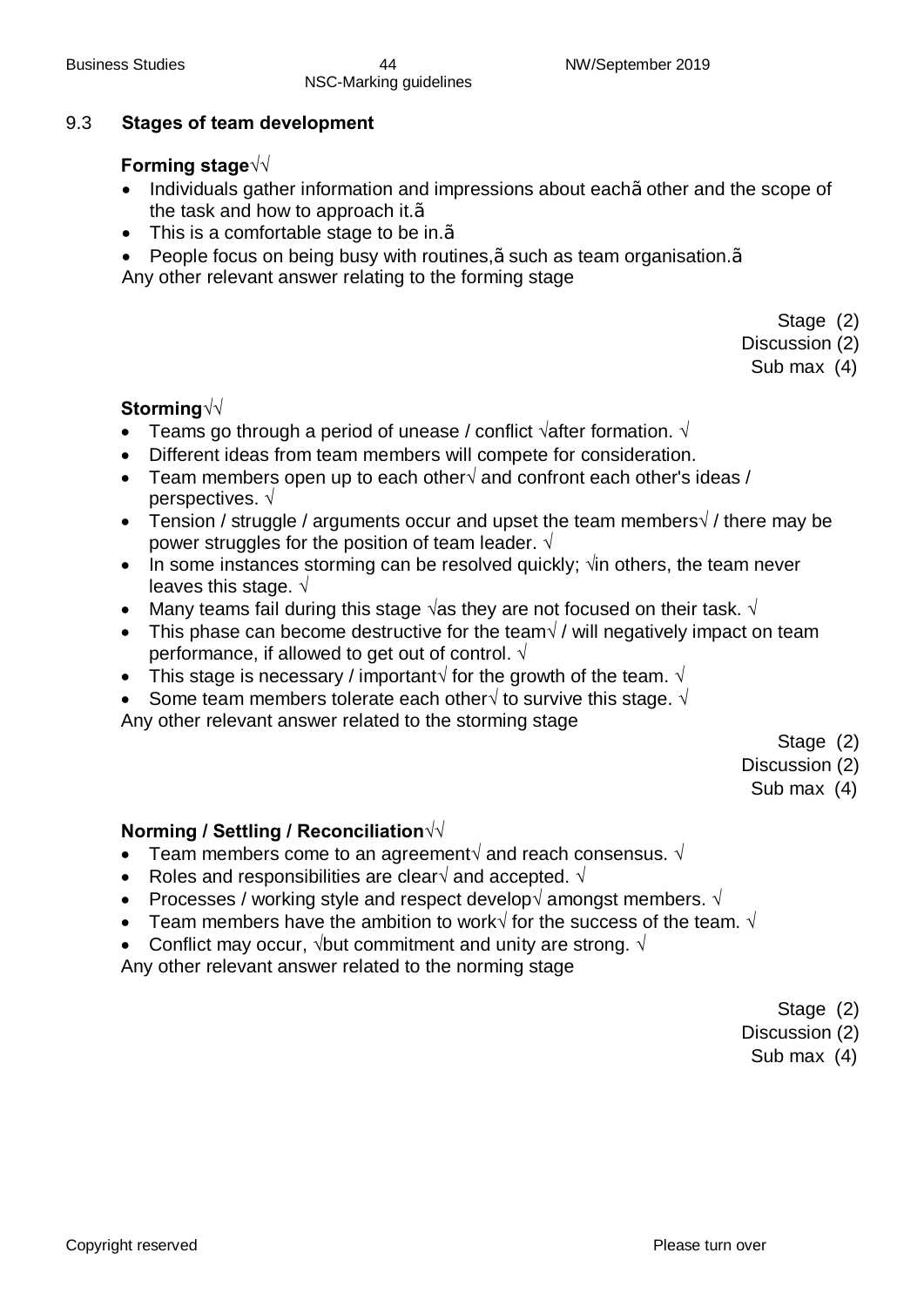## 9.3 Stages of team development

**Forming stage**√√

- Individuals gather information and impressions about eachã other and the scope of the task and how to approach it.ã
- This is a comfortable stage to be in.ã
- People focus on being busy with routines,ã such as team organisation.ã

Any other relevant answer relating to the forming stage

Stage (2)
Discussion (2)
Sub max (4)

**Storming**√√

- Teams go through a period of unease / conflict √after formation. √
- Different ideas from team members will compete for consideration.
- Team members open up to each other√ and confront each other's ideas / perspectives. √
- Tension / struggle / arguments occur and upset the team members√ / there may be power struggles for the position of team leader. √
- In some instances storming can be resolved quickly; √in others, the team never leaves this stage. √
- Many teams fail during this stage √as they are not focused on their task. √
- This phase can become destructive for the team√ / will negatively impact on team performance, if allowed to get out of control. √
- This stage is necessary / important√ for the growth of the team. √
- Some team members tolerate each other√ to survive this stage. √

Any other relevant answer related to the storming stage

Stage (2)
Discussion (2)
Sub max (4)

**Norming / Settling / Reconciliation**√√

- Team members come to an agreement√ and reach consensus. √
- Roles and responsibilities are clear√ and accepted. √
- Processes / working style and respect develop√ amongst members. √
- Team members have the ambition to work√ for the success of the team. √
- Conflict may occur, √but commitment and unity are strong. √

Any other relevant answer related to the norming stage

Stage (2)
Discussion (2)
Sub max (4)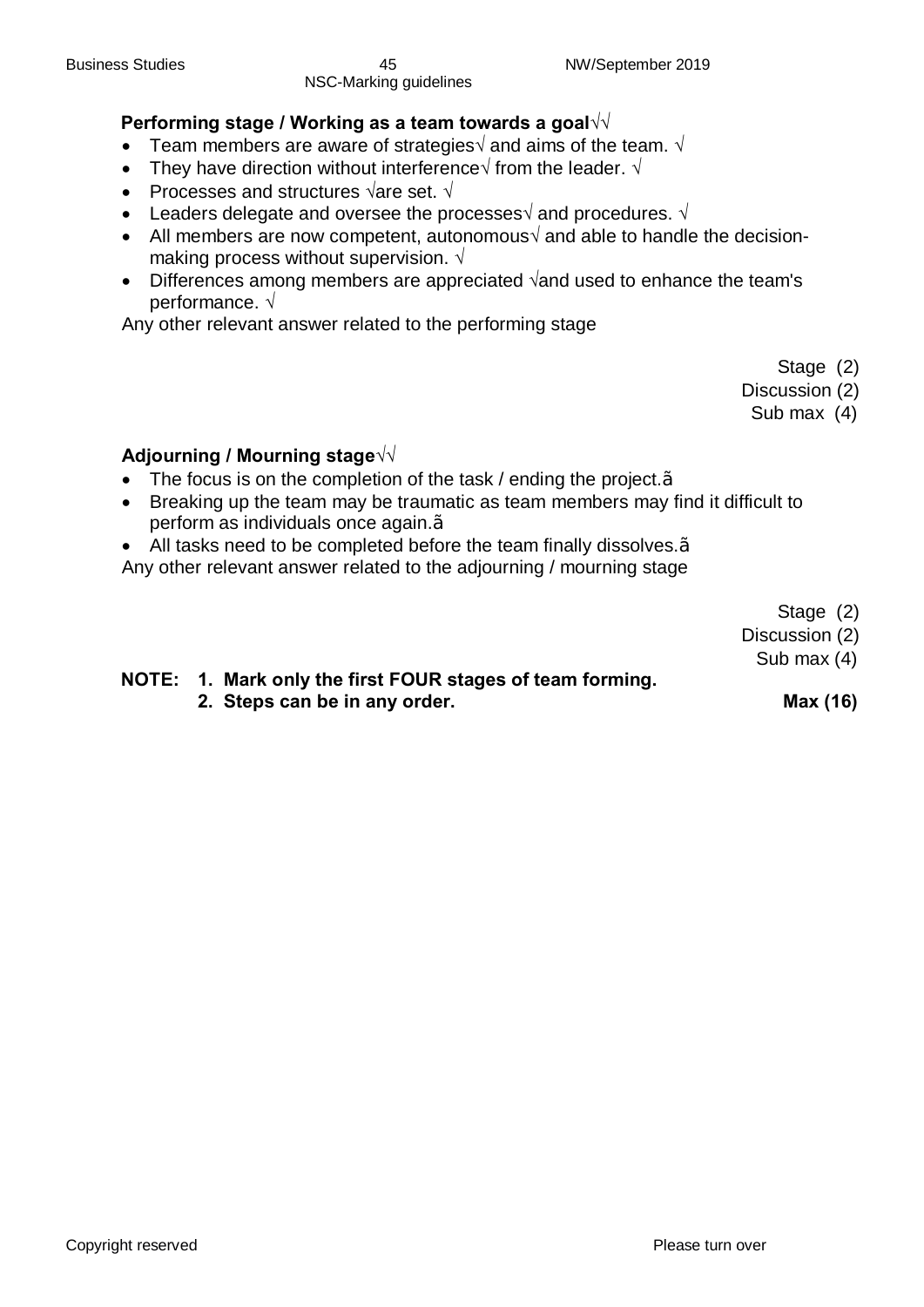**Performing stage / Working as a team towards a goal**√√

- Team members are aware of strategies√ and aims of the team. √
- They have direction without interference√ from the leader. √
- Processes and structures √are set. √
- Leaders delegate and oversee the processes√ and procedures. √
- All members are now competent, autonomous√ and able to handle the decision-making process without supervision. √
- Differences among members are appreciated √and used to enhance the team's performance. √

Any other relevant answer related to the performing stage

Stage (2)
Discussion (2)
Sub max (4)

**Adjourning / Mourning stage**√√

- The focus is on the completion of the task / ending the project.ã
- Breaking up the team may be traumatic as team members may find it difficult to perform as individuals once again.ã
- All tasks need to be completed before the team finally dissolves.ã

Any other relevant answer related to the adjourning / mourning stage

Stage (2)
Discussion (2)
Sub max (4)

**NOTE: 1. Mark only the first FOUR stages of team forming.**
**2. Steps can be in any order.**

**Max (16)**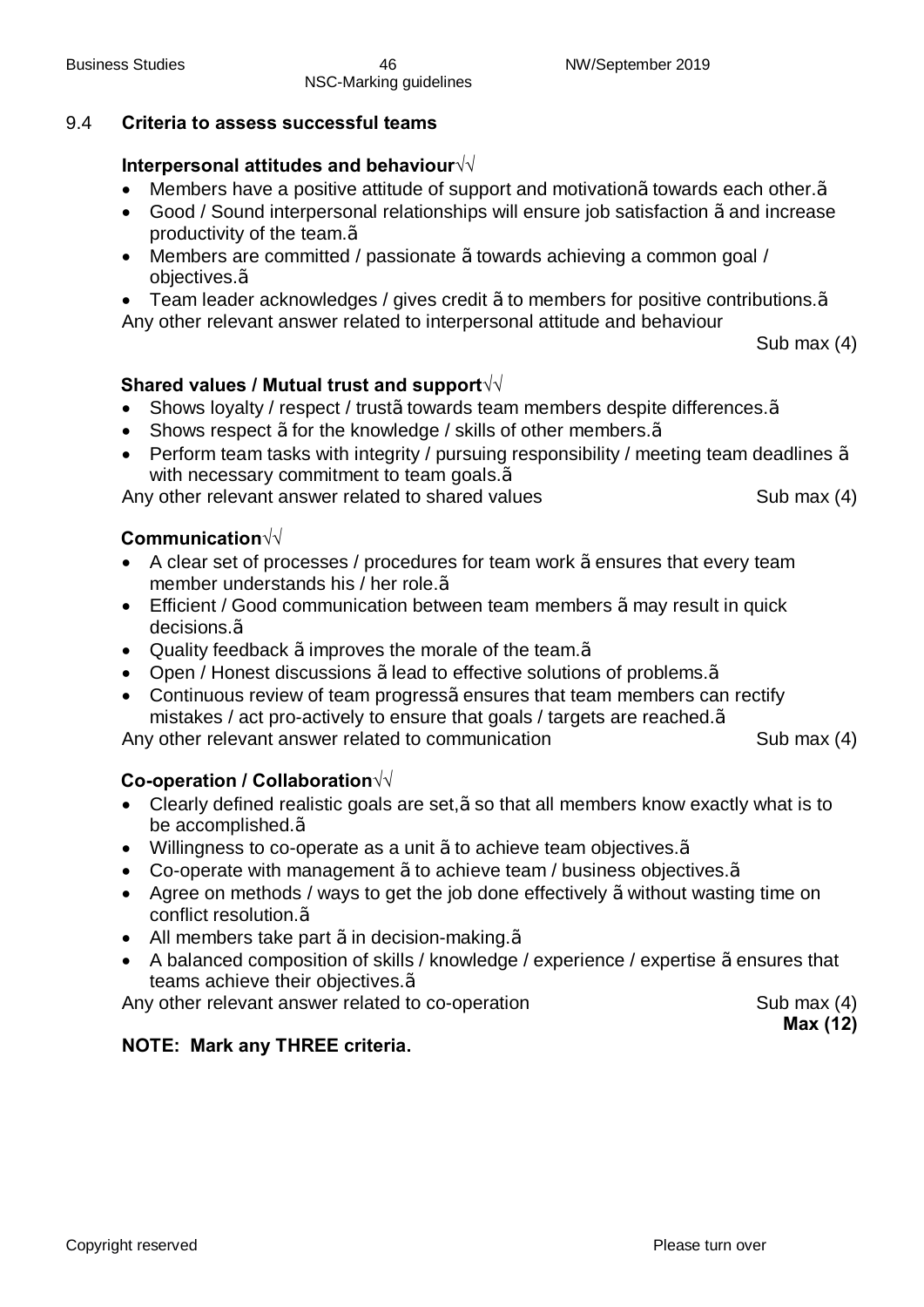## 9.4 **Criteria to assess successful teams**

**Interpersonal attitudes and behaviour**√√

- Members have a positive attitude of support and motivationã towards each other.ã
- Good / Sound interpersonal relationships will ensure job satisfaction ã and increase productivity of the team.ã
- Members are committed / passionate ã towards achieving a common goal / objectives.ã
- Team leader acknowledges / gives credit ã to members for positive contributions.ã

Any other relevant answer related to interpersonal attitude and behaviour

Sub max (4)

**Shared values / Mutual trust and support**√√

- Shows loyalty / respect / trustã towards team members despite differences.ã
- Shows respect ã for the knowledge / skills of other members.ã
- Perform team tasks with integrity / pursuing responsibility / meeting team deadlines ã with necessary commitment to team goals.ã

Any other relevant answer related to shared values — Sub max (4)

**Communication**√√

- A clear set of processes / procedures for team work ã ensures that every team member understands his / her role.ã
- Efficient / Good communication between team members ã may result in quick decisions.ã
- Quality feedback ã improves the morale of the team.ã
- Open / Honest discussions ã lead to effective solutions of problems.ã
- Continuous review of team progressã ensures that team members can rectify mistakes / act pro-actively to ensure that goals / targets are reached.ã

Any other relevant answer related to communication — Sub max (4)

**Co-operation / Collaboration**√√

- Clearly defined realistic goals are set,ã so that all members know exactly what is to be accomplished.ã
- Willingness to co-operate as a unit ã to achieve team objectives.ã
- Co-operate with management ã to achieve team / business objectives.ã
- Agree on methods / ways to get the job done effectively ã without wasting time on conflict resolution.ã
- All members take part ã in decision-making.ã
- A balanced composition of skills / knowledge / experience / expertise ã ensures that teams achieve their objectives.ã

Any other relevant answer related to co-operation — Sub max (4)

**Max (12)**

**NOTE: Mark any THREE criteria.**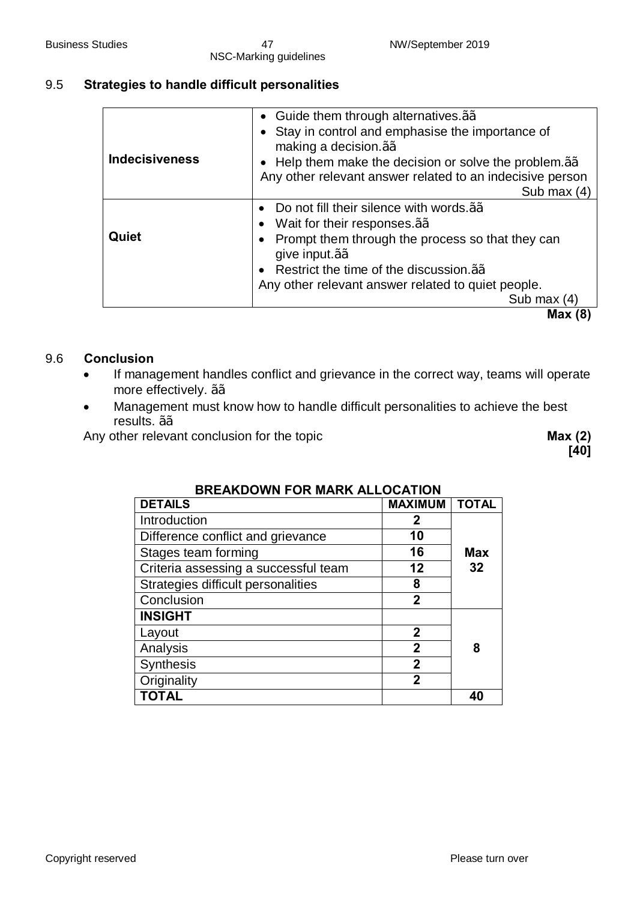## 9.5 Strategies to handle difficult personalities

| | |
|---|---|
| **Indecisiveness** | • Guide them through alternatives.ãã<br>• Stay in control and emphasise the importance of making a decision.ãã<br>• Help them make the decision or solve the problem.ãã<br>Any other relevant answer related to an indecisive person<br>Sub max (4) |
| **Quiet** | • Do not fill their silence with words.ãã<br>• Wait for their responses.ãã<br>• Prompt them through the process so that they can give input.ãã<br>• Restrict the time of the discussion.ãã<br>Any other relevant answer related to quiet people.<br>Sub max (4) |

**Max (8)**

## 9.6 Conclusion

- If management handles conflict and grievance in the correct way, teams will operate more effectively. ãã
- Management must know how to handle difficult personalities to achieve the best results. ãã

Any other relevant conclusion for the topic **Max (2)**

**[40]**

**BREAKDOWN FOR MARK ALLOCATION**

| DETAILS | MAXIMUM | TOTAL |
|---|---|---|
| Introduction | 2 | |
| Difference conflict and grievance | 10 | |
| Stages team forming | 16 | **Max 32** |
| Criteria assessing a successful team | 12 | |
| Strategies difficult personalities | 8 | |
| Conclusion | 2 | |
| **INSIGHT** | | |
| Layout | 2 | |
| Analysis | 2 | **8** |
| Synthesis | 2 | |
| Originality | 2 | |
| **TOTAL** | | **40** |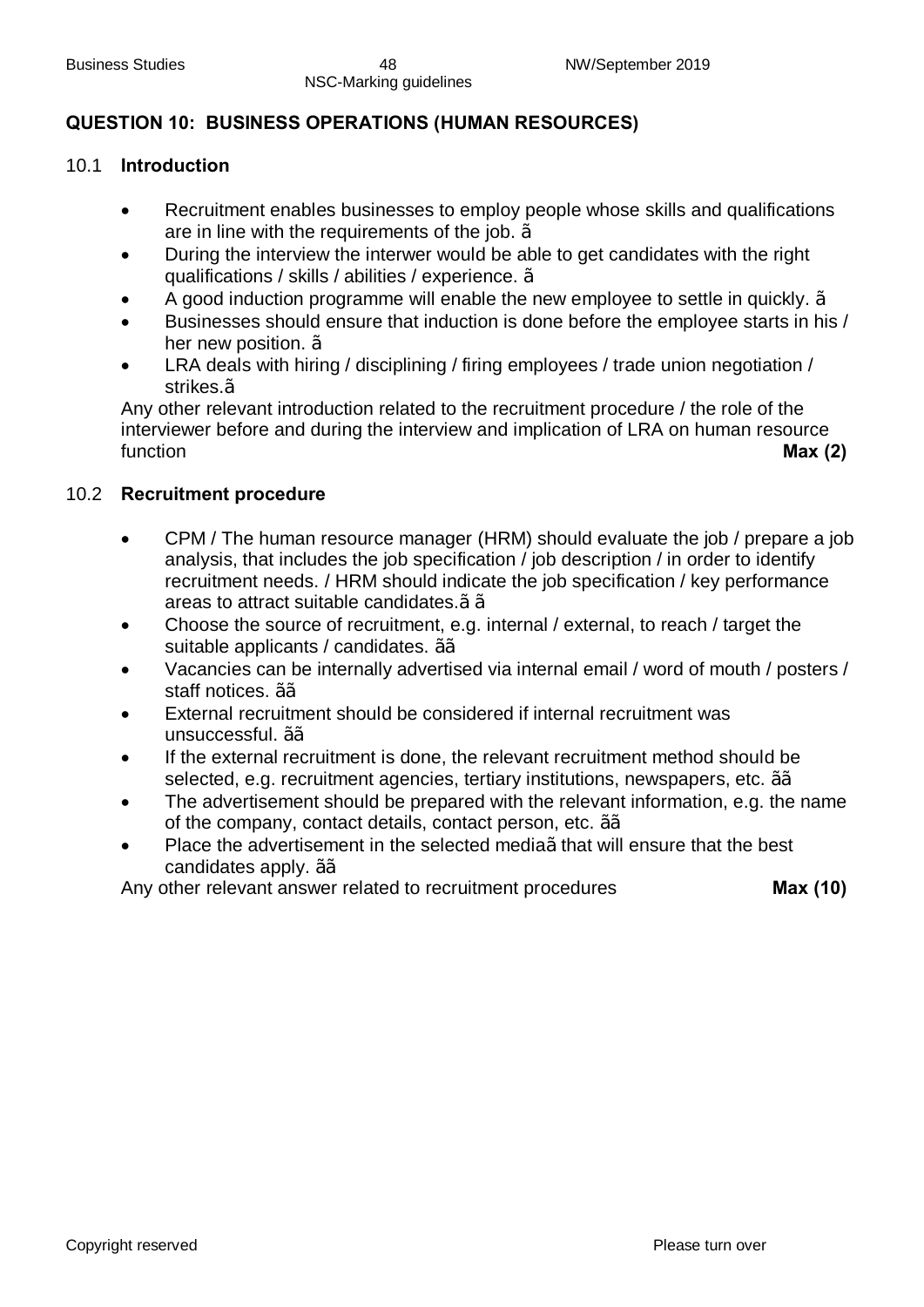## QUESTION 10: BUSINESS OPERATIONS (HUMAN RESOURCES)

### 10.1 Introduction

- Recruitment enables businesses to employ people whose skills and qualifications are in line with the requirements of the job. ã
- During the interview the interwer would be able to get candidates with the right qualifications / skills / abilities / experience. ã
- A good induction programme will enable the new employee to settle in quickly. ã
- Businesses should ensure that induction is done before the employee starts in his / her new position. ã
- LRA deals with hiring / disciplining / firing employees / trade union negotiation / strikes.ã

Any other relevant introduction related to the recruitment procedure / the role of the interviewer before and during the interview and implication of LRA on human resource function **Max (2)**

### 10.2 Recruitment procedure

- CPM / The human resource manager (HRM) should evaluate the job / prepare a job analysis, that includes the job specification / job description / in order to identify recruitment needs. / HRM should indicate the job specification / key performance areas to attract suitable candidates.ã ã
- Choose the source of recruitment, e.g. internal / external, to reach / target the suitable applicants / candidates. ãã
- Vacancies can be internally advertised via internal email / word of mouth / posters / staff notices. ãã
- External recruitment should be considered if internal recruitment was unsuccessful. ãã
- If the external recruitment is done, the relevant recruitment method should be selected, e.g. recruitment agencies, tertiary institutions, newspapers, etc. ãã
- The advertisement should be prepared with the relevant information, e.g. the name of the company, contact details, contact person, etc. ãã
- Place the advertisement in the selected mediaã that will ensure that the best candidates apply. ãã

Any other relevant answer related to recruitment procedures **Max (10)**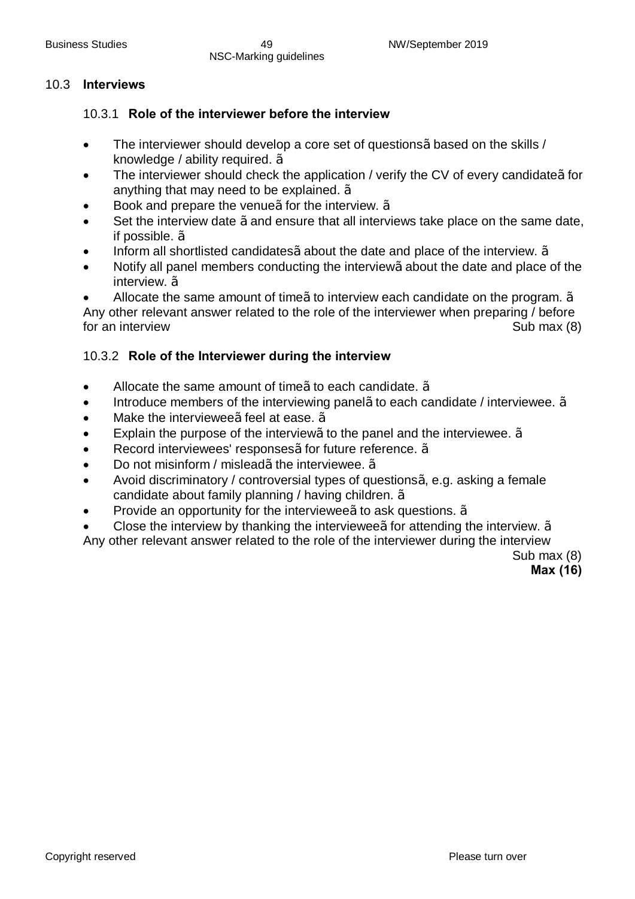## 10.3 **Interviews**

### 10.3.1 **Role of the interviewer before the interview**

- The interviewer should develop a core set of questionsã based on the skills / knowledge / ability required. ã
- The interviewer should check the application / verify the CV of every candidateã for anything that may need to be explained. ã
- Book and prepare the venueã for the interview. ã
- Set the interview date ã and ensure that all interviews take place on the same date, if possible. ã
- Inform all shortlisted candidatesã about the date and place of the interview. ã
- Notify all panel members conducting the interviewã about the date and place of the interview. ã
- Allocate the same amount of timeã to interview each candidate on the program. ã

Any other relevant answer related to the role of the interviewer when preparing / before for an interview Sub max (8)

### 10.3.2 **Role of the Interviewer during the interview**

- Allocate the same amount of timeã to each candidate. ã
- Introduce members of the interviewing panelã to each candidate / interviewee. ã
- Make the intervieweeã feel at ease. ã
- Explain the purpose of the interviewã to the panel and the interviewee. ã
- Record interviewees' responsesã for future reference. ã
- Do not misinform / misleadã the interviewee. ã
- Avoid discriminatory / controversial types of questionsã, e.g. asking a female candidate about family planning / having children. ã
- Provide an opportunity for the intervieweeã to ask questions. ã
- Close the interview by thanking the intervieweeã for attending the interview. ã

Any other relevant answer related to the role of the interviewer during the interview

Sub max (8)

**Max (16)**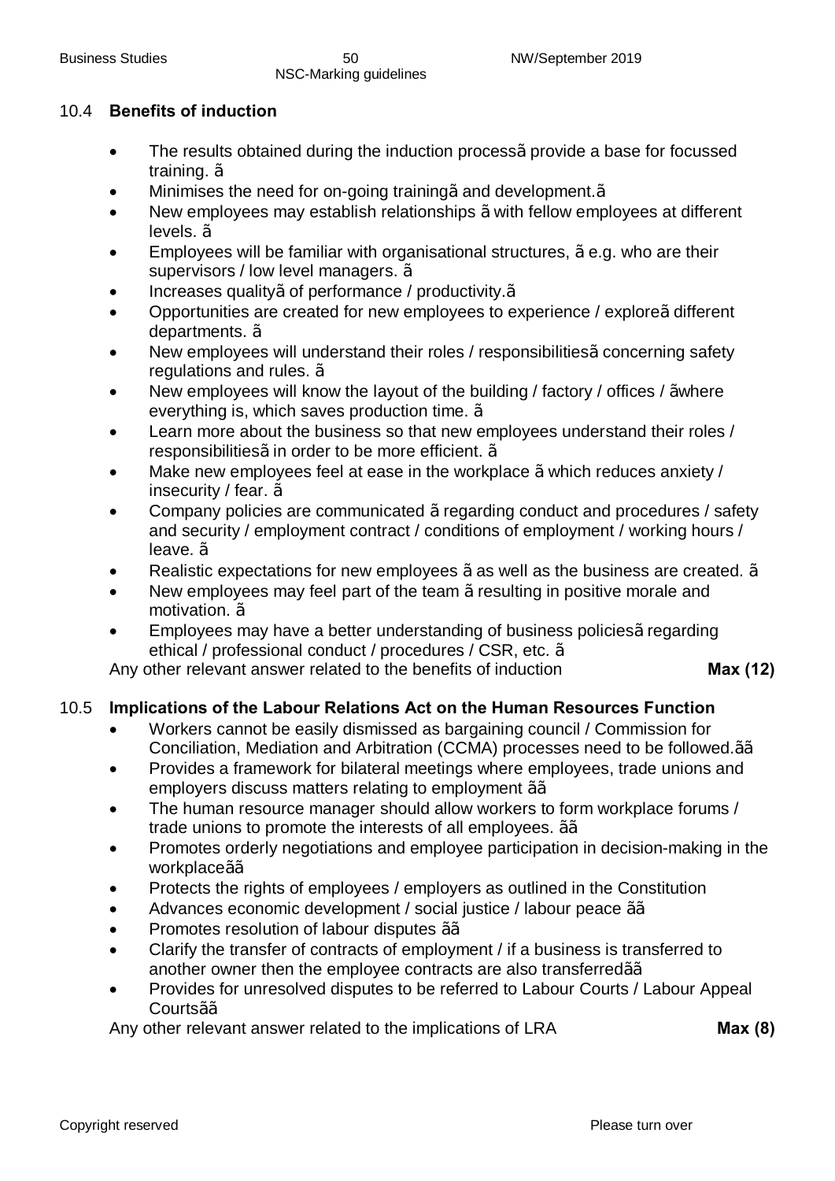## 10.4 **Benefits of induction**

- The results obtained during the induction processã provide a base for focussed training. ã
- Minimises the need for on-going trainingã and development.ã
- New employees may establish relationships ã with fellow employees at different levels. ã
- Employees will be familiar with organisational structures, ã e.g. who are their supervisors / low level managers. ã
- Increases qualityã of performance / productivity.ã
- Opportunities are created for new employees to experience / exploreã different departments. ã
- New employees will understand their roles / responsibilitiesã concerning safety regulations and rules. ã
- New employees will know the layout of the building / factory / offices / ãwhere everything is, which saves production time. ã
- Learn more about the business so that new employees understand their roles / responsibilitiesã in order to be more efficient. ã
- Make new employees feel at ease in the workplace ã which reduces anxiety / insecurity / fear. ã
- Company policies are communicated ã regarding conduct and procedures / safety and security / employment contract / conditions of employment / working hours / leave. ã
- Realistic expectations for new employees ã as well as the business are created. ã
- New employees may feel part of the team ã resulting in positive morale and motivation. ã
- Employees may have a better understanding of business policiesã regarding ethical / professional conduct / procedures / CSR, etc. ã

Any other relevant answer related to the benefits of induction **Max (12)**

## 10.5 **Implications of the Labour Relations Act on the Human Resources Function**

- Workers cannot be easily dismissed as bargaining council / Commission for Conciliation, Mediation and Arbitration (CCMA) processes need to be followed.ãã
- Provides a framework for bilateral meetings where employees, trade unions and employers discuss matters relating to employment ãã
- The human resource manager should allow workers to form workplace forums / trade unions to promote the interests of all employees. ãã
- Promotes orderly negotiations and employee participation in decision-making in the workplaceãã
- Protects the rights of employees / employers as outlined in the Constitution
- Advances economic development / social justice / labour peace ãã
- Promotes resolution of labour disputes ãã
- Clarify the transfer of contracts of employment / if a business is transferred to another owner then the employee contracts are also transferredãã
- Provides for unresolved disputes to be referred to Labour Courts / Labour Appeal Courtsãã

Any other relevant answer related to the implications of LRA **Max (8)**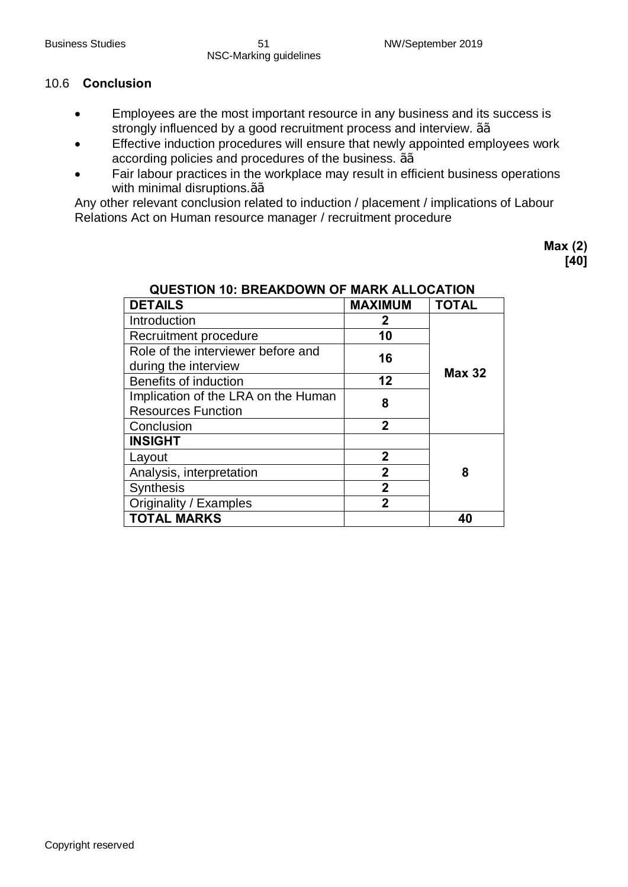## 10.6 **Conclusion**

- Employees are the most important resource in any business and its success is strongly influenced by a good recruitment process and interview. ãã
- Effective induction procedures will ensure that newly appointed employees work according policies and procedures of the business. ãã
- Fair labour practices in the workplace may result in efficient business operations with minimal disruptions.ãã

Any other relevant conclusion related to induction / placement / implications of Labour Relations Act on Human resource manager / recruitment procedure

**Max (2)**
**[40]**

**QUESTION 10: BREAKDOWN OF MARK ALLOCATION**

| DETAILS | MAXIMUM | TOTAL |
|---|---|---|
| Introduction | 2 | Max 32 |
| Recruitment procedure | 10 | |
| Role of the interviewer before and during the interview | 16 | |
| Benefits of induction | 12 | |
| Implication of the LRA on the Human Resources Function | 8 | |
| Conclusion | 2 | |
| **INSIGHT** | | 8 |
| Layout | 2 | |
| Analysis, interpretation | 2 | |
| Synthesis | 2 | |
| Originality / Examples | 2 | |
| **TOTAL MARKS** | | 40 |